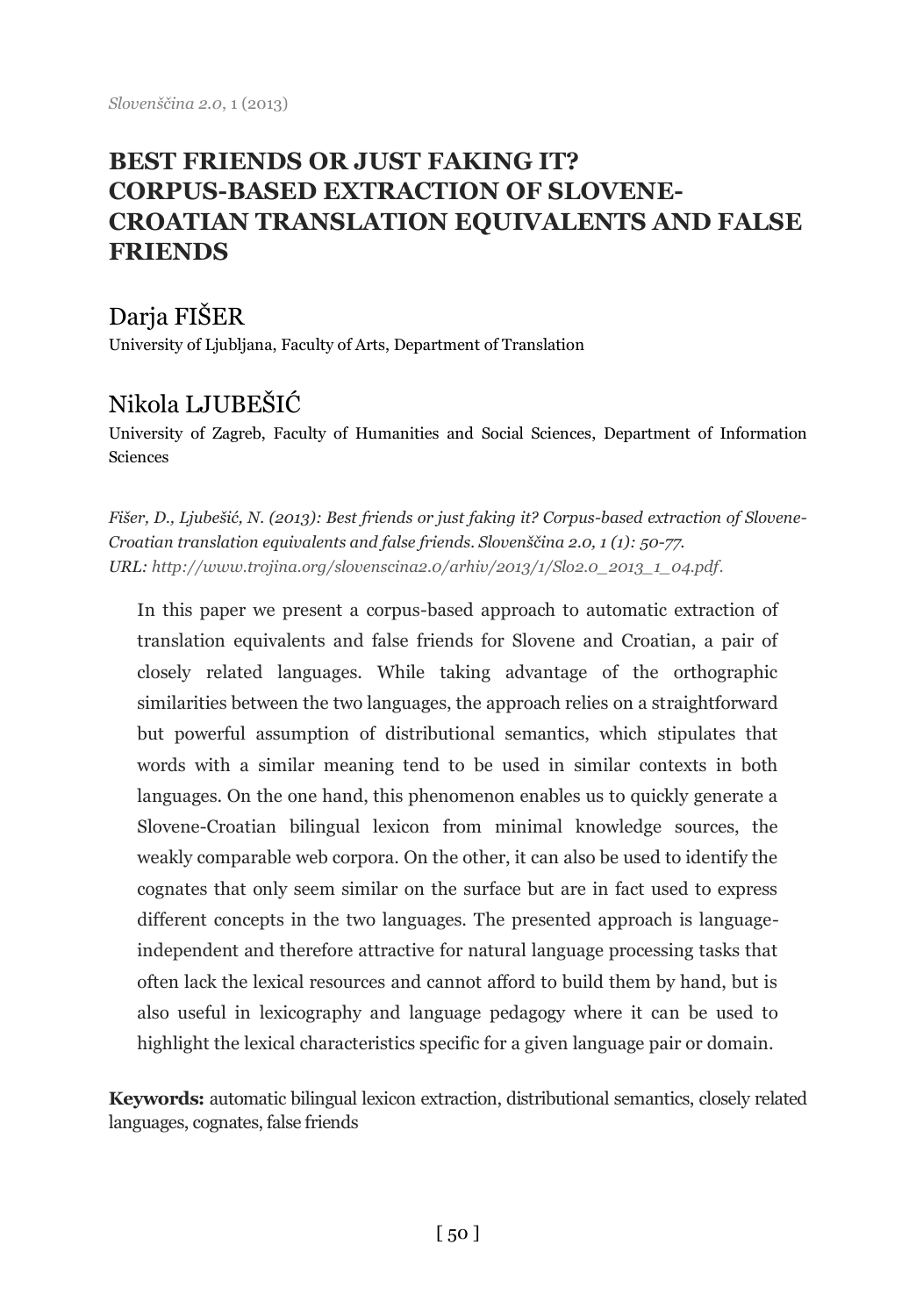# BEST FRIENDS OR JUST FAKING IT? CORPUS-BASED EXTRACTION OF SLOVENE-CROATIAN TRANSLATION EQUIVALENTS AND FALSE FRIENDS

## Darja FIŠER

University of Ljubljana, Faculty of Arts, Department of Translation

## Nikola LJUBEŠIĆ

University of Zagreb, Faculty of Humanities and Social Sciences, Department of Information Sciences

*Fišer, D., Ljubešić, N. (2013): Best friends or just faking it? Corpus-based extraction of Slovene-Croatian translation equivalents and false friends. Slovenščina 2.0, 1 (1): 50-77.*
*URL: http://www.trojina.org/slovenscina2.0/arhiv/2013/1/Slo2.0_2013_1_04.pdf.*

In this paper we present a corpus-based approach to automatic extraction of translation equivalents and false friends for Slovene and Croatian, a pair of closely related languages. While taking advantage of the orthographic similarities between the two languages, the approach relies on a straightforward but powerful assumption of distributional semantics, which stipulates that words with a similar meaning tend to be used in similar contexts in both languages. On the one hand, this phenomenon enables us to quickly generate a Slovene-Croatian bilingual lexicon from minimal knowledge sources, the weakly comparable web corpora. On the other, it can also be used to identify the cognates that only seem similar on the surface but are in fact used to express different concepts in the two languages. The presented approach is language-independent and therefore attractive for natural language processing tasks that often lack the lexical resources and cannot afford to build them by hand, but is also useful in lexicography and language pedagogy where it can be used to highlight the lexical characteristics specific for a given language pair or domain.

**Keywords:** automatic bilingual lexicon extraction, distributional semantics, closely related languages, cognates, false friends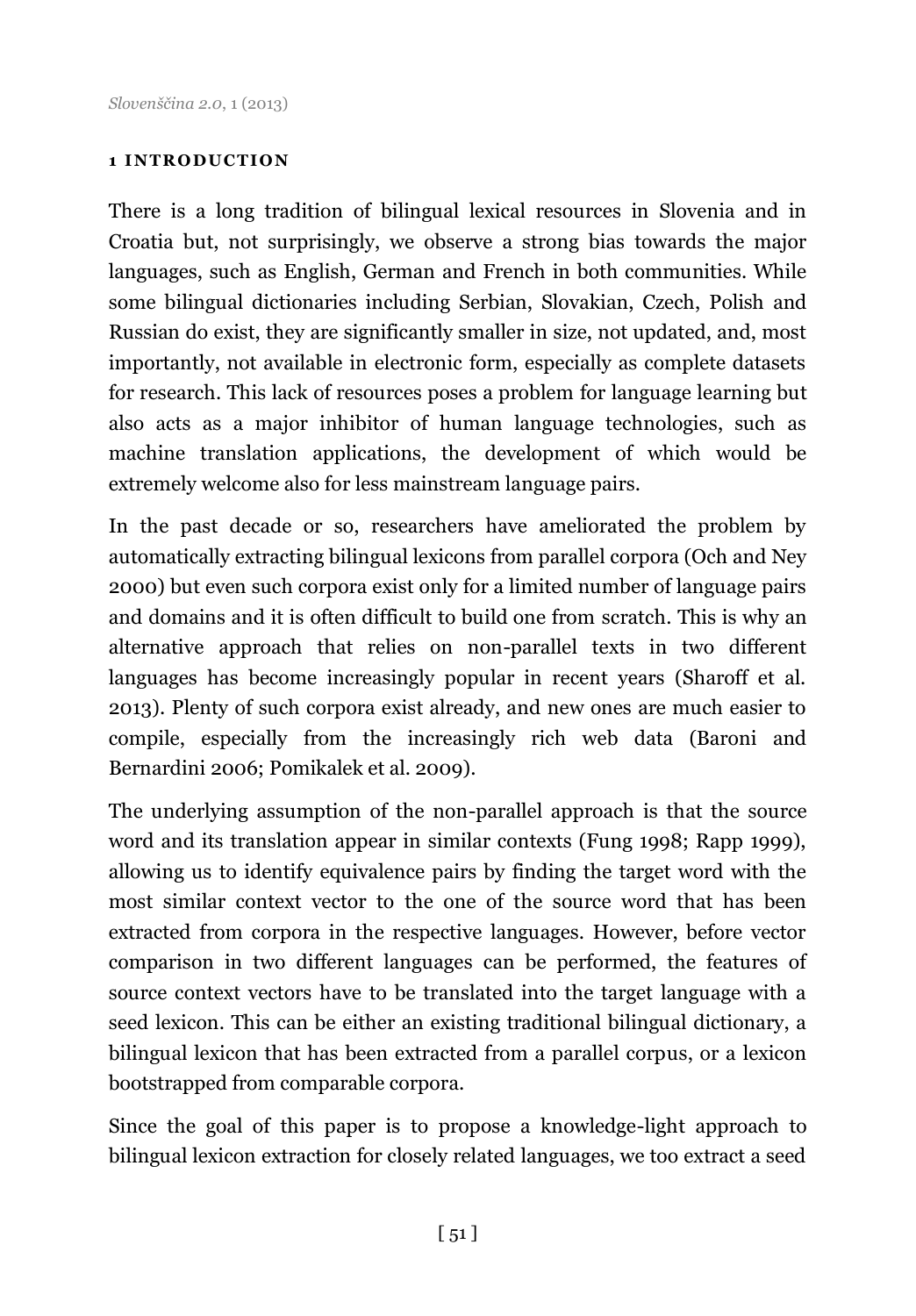## 1 INTRODUCTION

There is a long tradition of bilingual lexical resources in Slovenia and in Croatia but, not surprisingly, we observe a strong bias towards the major languages, such as English, German and French in both communities. While some bilingual dictionaries including Serbian, Slovakian, Czech, Polish and Russian do exist, they are significantly smaller in size, not updated, and, most importantly, not available in electronic form, especially as complete datasets for research. This lack of resources poses a problem for language learning but also acts as a major inhibitor of human language technologies, such as machine translation applications, the development of which would be extremely welcome also for less mainstream language pairs.

In the past decade or so, researchers have ameliorated the problem by automatically extracting bilingual lexicons from parallel corpora (Och and Ney 2000) but even such corpora exist only for a limited number of language pairs and domains and it is often difficult to build one from scratch. This is why an alternative approach that relies on non-parallel texts in two different languages has become increasingly popular in recent years (Sharoff et al. 2013). Plenty of such corpora exist already, and new ones are much easier to compile, especially from the increasingly rich web data (Baroni and Bernardini 2006; Pomikalek et al. 2009).

The underlying assumption of the non-parallel approach is that the source word and its translation appear in similar contexts (Fung 1998; Rapp 1999), allowing us to identify equivalence pairs by finding the target word with the most similar context vector to the one of the source word that has been extracted from corpora in the respective languages. However, before vector comparison in two different languages can be performed, the features of source context vectors have to be translated into the target language with a seed lexicon. This can be either an existing traditional bilingual dictionary, a bilingual lexicon that has been extracted from a parallel corpus, or a lexicon bootstrapped from comparable corpora.

Since the goal of this paper is to propose a knowledge-light approach to bilingual lexicon extraction for closely related languages, we too extract a seed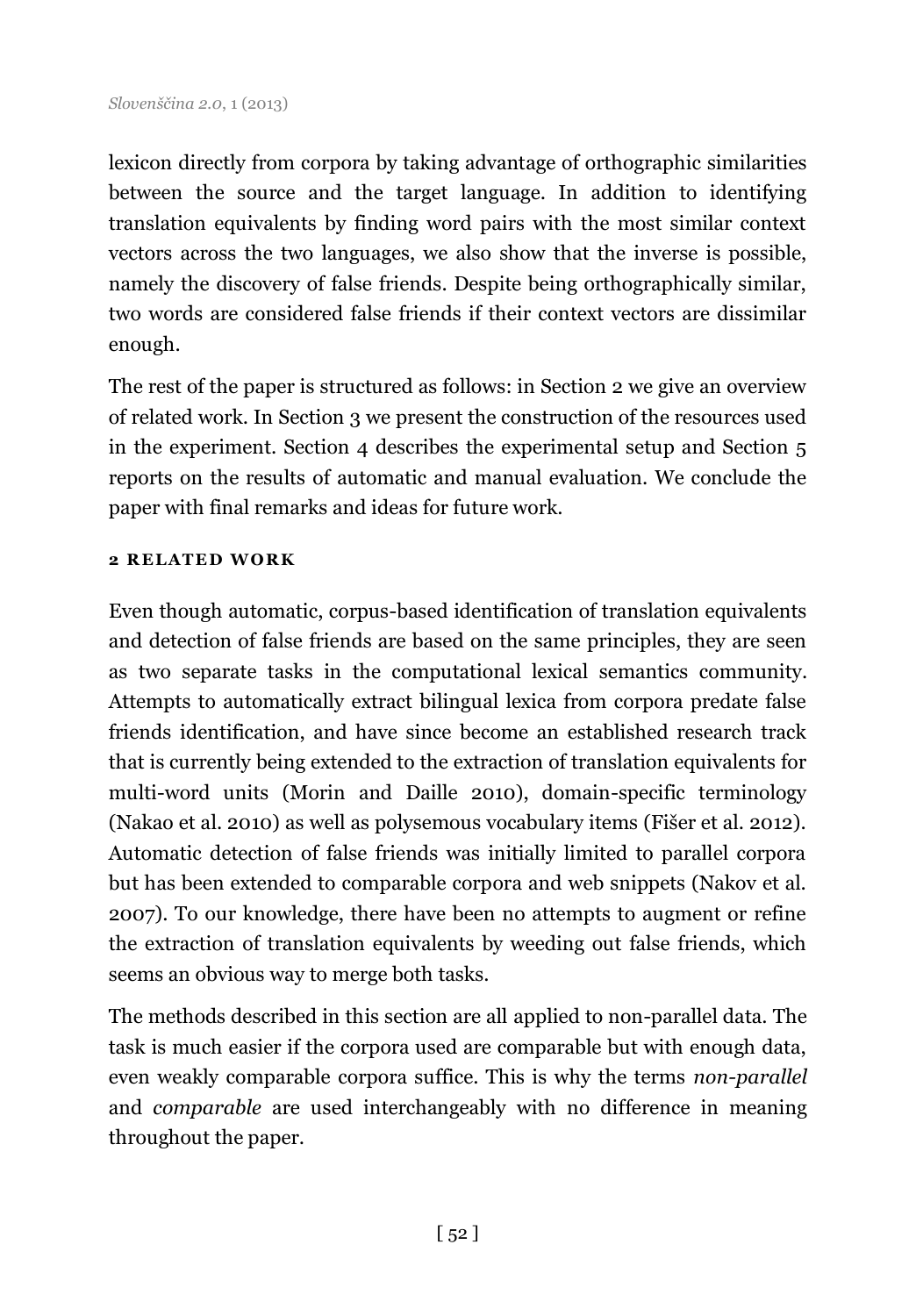lexicon directly from corpora by taking advantage of orthographic similarities between the source and the target language. In addition to identifying translation equivalents by finding word pairs with the most similar context vectors across the two languages, we also show that the inverse is possible, namely the discovery of false friends. Despite being orthographically similar, two words are considered false friends if their context vectors are dissimilar enough.

The rest of the paper is structured as follows: in Section 2 we give an overview of related work. In Section 3 we present the construction of the resources used in the experiment. Section 4 describes the experimental setup and Section 5 reports on the results of automatic and manual evaluation. We conclude the paper with final remarks and ideas for future work.

## 2 RELATED WORK

Even though automatic, corpus-based identification of translation equivalents and detection of false friends are based on the same principles, they are seen as two separate tasks in the computational lexical semantics community. Attempts to automatically extract bilingual lexica from corpora predate false friends identification, and have since become an established research track that is currently being extended to the extraction of translation equivalents for multi-word units (Morin and Daille 2010), domain-specific terminology (Nakao et al. 2010) as well as polysemous vocabulary items (Fišer et al. 2012). Automatic detection of false friends was initially limited to parallel corpora but has been extended to comparable corpora and web snippets (Nakov et al. 2007). To our knowledge, there have been no attempts to augment or refine the extraction of translation equivalents by weeding out false friends, which seems an obvious way to merge both tasks.

The methods described in this section are all applied to non-parallel data. The task is much easier if the corpora used are comparable but with enough data, even weakly comparable corpora suffice. This is why the terms *non-parallel* and *comparable* are used interchangeably with no difference in meaning throughout the paper.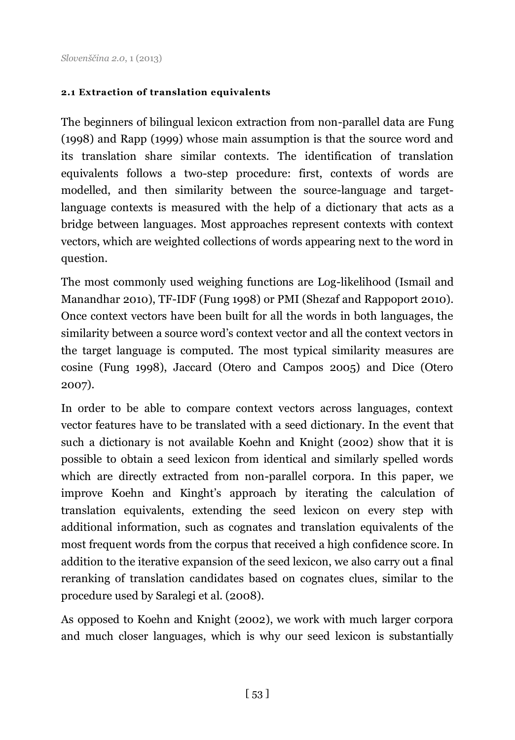### 2.1 Extraction of translation equivalents

The beginners of bilingual lexicon extraction from non-parallel data are Fung (1998) and Rapp (1999) whose main assumption is that the source word and its translation share similar contexts. The identification of translation equivalents follows a two-step procedure: first, contexts of words are modelled, and then similarity between the source-language and target-language contexts is measured with the help of a dictionary that acts as a bridge between languages. Most approaches represent contexts with context vectors, which are weighted collections of words appearing next to the word in question.

The most commonly used weighing functions are Log-likelihood (Ismail and Manandhar 2010), TF-IDF (Fung 1998) or PMI (Shezaf and Rappoport 2010). Once context vectors have been built for all the words in both languages, the similarity between a source word's context vector and all the context vectors in the target language is computed. The most typical similarity measures are cosine (Fung 1998), Jaccard (Otero and Campos 2005) and Dice (Otero 2007).

In order to be able to compare context vectors across languages, context vector features have to be translated with a seed dictionary. In the event that such a dictionary is not available Koehn and Knight (2002) show that it is possible to obtain a seed lexicon from identical and similarly spelled words which are directly extracted from non-parallel corpora. In this paper, we improve Koehn and Kinght's approach by iterating the calculation of translation equivalents, extending the seed lexicon on every step with additional information, such as cognates and translation equivalents of the most frequent words from the corpus that received a high confidence score. In addition to the iterative expansion of the seed lexicon, we also carry out a final reranking of translation candidates based on cognates clues, similar to the procedure used by Saralegi et al. (2008).

As opposed to Koehn and Knight (2002), we work with much larger corpora and much closer languages, which is why our seed lexicon is substantially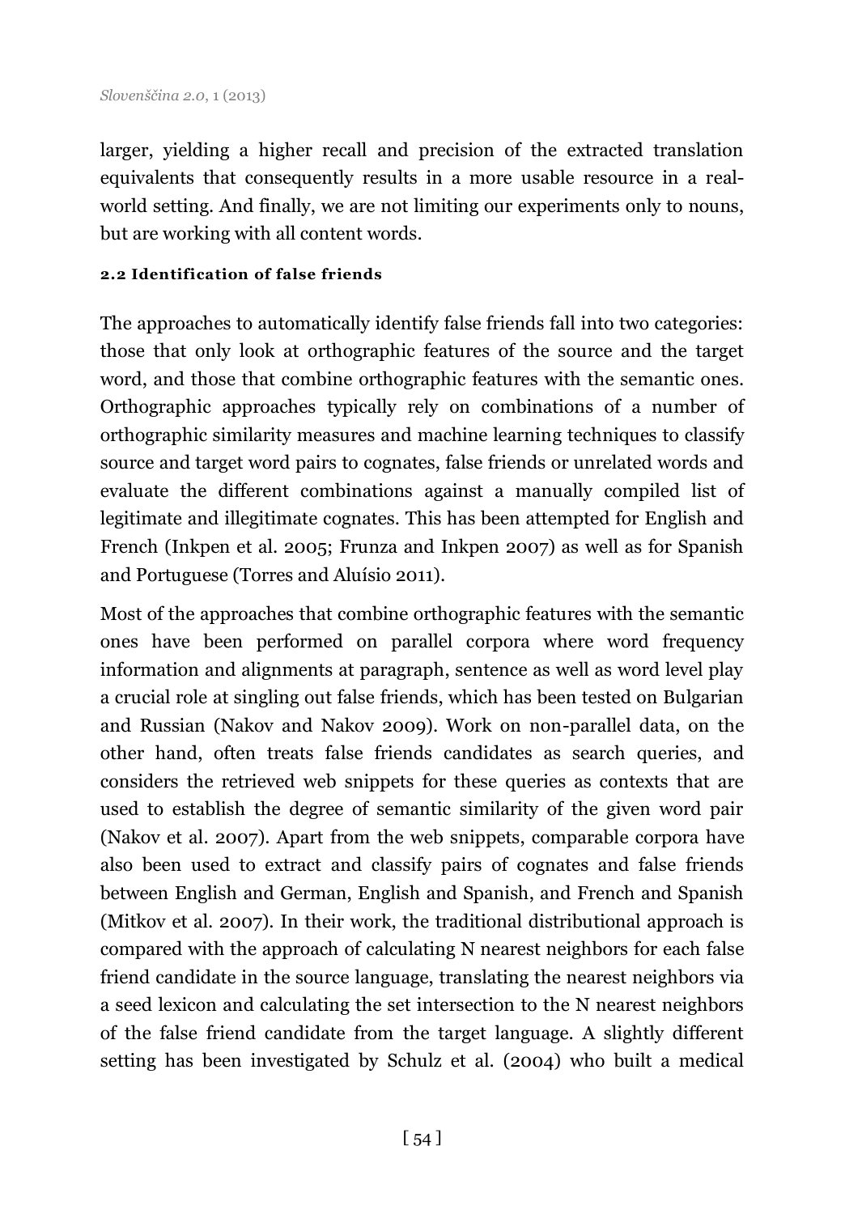larger, yielding a higher recall and precision of the extracted translation equivalents that consequently results in a more usable resource in a real-world setting. And finally, we are not limiting our experiments only to nouns, but are working with all content words.

### 2.2 Identification of false friends

The approaches to automatically identify false friends fall into two categories: those that only look at orthographic features of the source and the target word, and those that combine orthographic features with the semantic ones. Orthographic approaches typically rely on combinations of a number of orthographic similarity measures and machine learning techniques to classify source and target word pairs to cognates, false friends or unrelated words and evaluate the different combinations against a manually compiled list of legitimate and illegitimate cognates. This has been attempted for English and French (Inkpen et al. 2005; Frunza and Inkpen 2007) as well as for Spanish and Portuguese (Torres and Aluísio 2011).

Most of the approaches that combine orthographic features with the semantic ones have been performed on parallel corpora where word frequency information and alignments at paragraph, sentence as well as word level play a crucial role at singling out false friends, which has been tested on Bulgarian and Russian (Nakov and Nakov 2009). Work on non-parallel data, on the other hand, often treats false friends candidates as search queries, and considers the retrieved web snippets for these queries as contexts that are used to establish the degree of semantic similarity of the given word pair (Nakov et al. 2007). Apart from the web snippets, comparable corpora have also been used to extract and classify pairs of cognates and false friends between English and German, English and Spanish, and French and Spanish (Mitkov et al. 2007). In their work, the traditional distributional approach is compared with the approach of calculating N nearest neighbors for each false friend candidate in the source language, translating the nearest neighbors via a seed lexicon and calculating the set intersection to the N nearest neighbors of the false friend candidate from the target language. A slightly different setting has been investigated by Schulz et al. (2004) who built a medical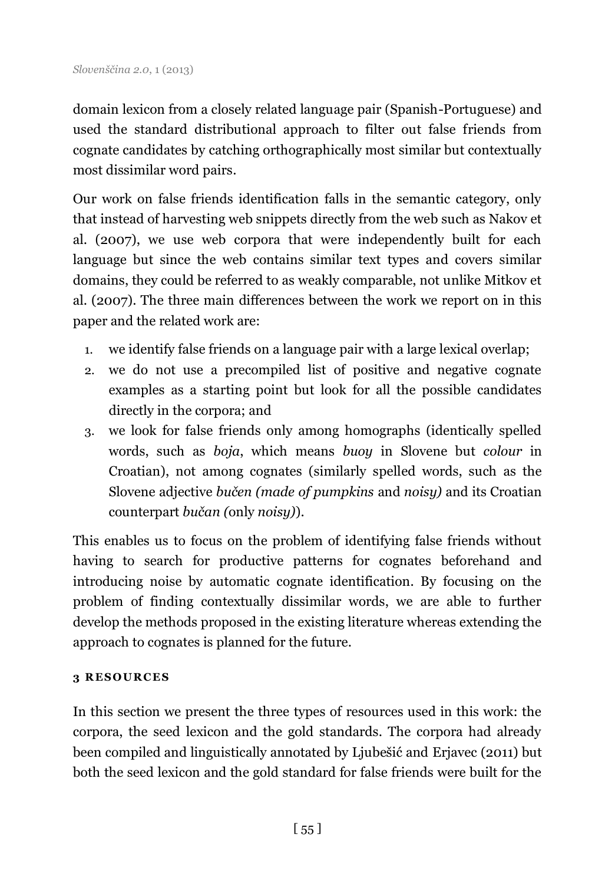domain lexicon from a closely related language pair (Spanish-Portuguese) and used the standard distributional approach to filter out false friends from cognate candidates by catching orthographically most similar but contextually most dissimilar word pairs.

Our work on false friends identification falls in the semantic category, only that instead of harvesting web snippets directly from the web such as Nakov et al. (2007), we use web corpora that were independently built for each language but since the web contains similar text types and covers similar domains, they could be referred to as weakly comparable, not unlike Mitkov et al. (2007). The three main differences between the work we report on in this paper and the related work are:

1. we identify false friends on a language pair with a large lexical overlap;
2. we do not use a precompiled list of positive and negative cognate examples as a starting point but look for all the possible candidates directly in the corpora; and
3. we look for false friends only among homographs (identically spelled words, such as *boja*, which means *buoy* in Slovene but *colour* in Croatian), not among cognates (similarly spelled words, such as the Slovene adjective *bučen (made of pumpkins* and *noisy)* and its Croatian counterpart *bučan (*only *noisy)*).

This enables us to focus on the problem of identifying false friends without having to search for productive patterns for cognates beforehand and introducing noise by automatic cognate identification. By focusing on the problem of finding contextually dissimilar words, we are able to further develop the methods proposed in the existing literature whereas extending the approach to cognates is planned for the future.

## 3 RESOURCES

In this section we present the three types of resources used in this work: the corpora, the seed lexicon and the gold standards. The corpora had already been compiled and linguistically annotated by Ljubešić and Erjavec (2011) but both the seed lexicon and the gold standard for false friends were built for the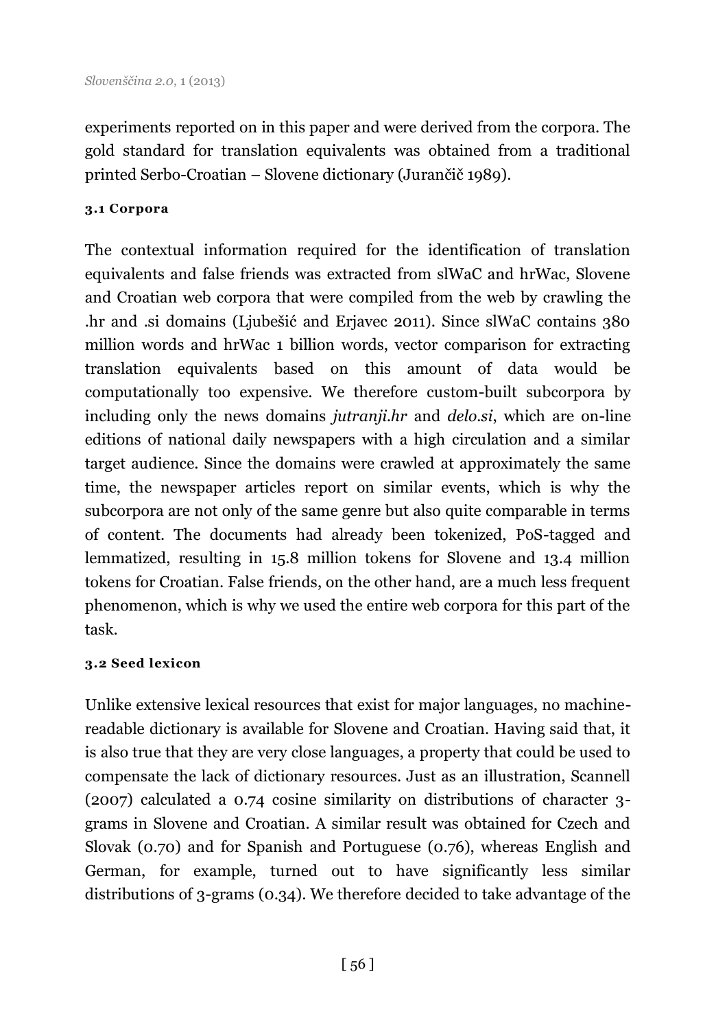experiments reported on in this paper and were derived from the corpora. The gold standard for translation equivalents was obtained from a traditional printed Serbo-Croatian – Slovene dictionary (Jurančič 1989).

### 3.1 Corpora

The contextual information required for the identification of translation equivalents and false friends was extracted from slWaC and hrWac, Slovene and Croatian web corpora that were compiled from the web by crawling the .hr and .si domains (Ljubešić and Erjavec 2011). Since slWaC contains 380 million words and hrWac 1 billion words, vector comparison for extracting translation equivalents based on this amount of data would be computationally too expensive. We therefore custom-built subcorpora by including only the news domains *jutranji.hr* and *delo.si*, which are on-line editions of national daily newspapers with a high circulation and a similar target audience. Since the domains were crawled at approximately the same time, the newspaper articles report on similar events, which is why the subcorpora are not only of the same genre but also quite comparable in terms of content. The documents had already been tokenized, PoS-tagged and lemmatized, resulting in 15.8 million tokens for Slovene and 13.4 million tokens for Croatian. False friends, on the other hand, are a much less frequent phenomenon, which is why we used the entire web corpora for this part of the task.

### 3.2 Seed lexicon

Unlike extensive lexical resources that exist for major languages, no machine-readable dictionary is available for Slovene and Croatian. Having said that, it is also true that they are very close languages, a property that could be used to compensate the lack of dictionary resources. Just as an illustration, Scannell (2007) calculated a 0.74 cosine similarity on distributions of character 3-grams in Slovene and Croatian. A similar result was obtained for Czech and Slovak (0.70) and for Spanish and Portuguese (0.76), whereas English and German, for example, turned out to have significantly less similar distributions of 3-grams (0.34). We therefore decided to take advantage of the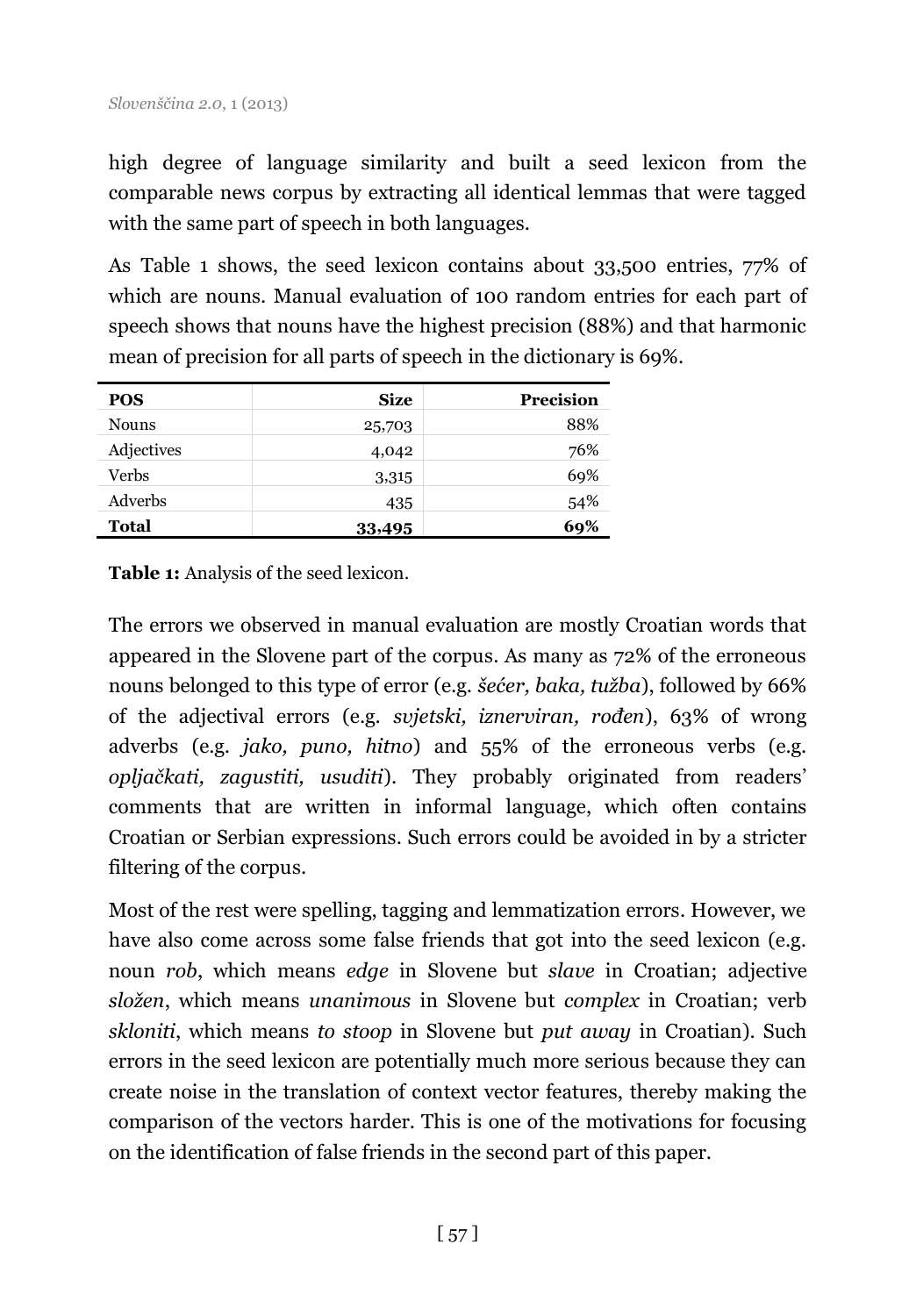high degree of language similarity and built a seed lexicon from the comparable news corpus by extracting all identical lemmas that were tagged with the same part of speech in both languages.

As Table 1 shows, the seed lexicon contains about 33,500 entries, 77% of which are nouns. Manual evaluation of 100 random entries for each part of speech shows that nouns have the highest precision (88%) and that harmonic mean of precision for all parts of speech in the dictionary is 69%.

| POS | Size | Precision |
|---|---|---|
| Nouns | 25,703 | 88% |
| Adjectives | 4,042 | 76% |
| Verbs | 3,315 | 69% |
| Adverbs | 435 | 54% |
| **Total** | **33,495** | **69%** |

**Table 1:** Analysis of the seed lexicon.

The errors we observed in manual evaluation are mostly Croatian words that appeared in the Slovene part of the corpus. As many as 72% of the erroneous nouns belonged to this type of error (e.g. *šećer, baka, tužba*), followed by 66% of the adjectival errors (e.g. *svjetski, iznerviran, rođen*), 63% of wrong adverbs (e.g. *jako, puno, hitno*) and 55% of the erroneous verbs (e.g. *opljačkati, zagustiti, usuditi*). They probably originated from readers' comments that are written in informal language, which often contains Croatian or Serbian expressions. Such errors could be avoided in by a stricter filtering of the corpus.

Most of the rest were spelling, tagging and lemmatization errors. However, we have also come across some false friends that got into the seed lexicon (e.g. noun *rob*, which means *edge* in Slovene but *slave* in Croatian; adjective *složen*, which means *unanimous* in Slovene but *complex* in Croatian; verb *skloniti*, which means *to stoop* in Slovene but *put away* in Croatian). Such errors in the seed lexicon are potentially much more serious because they can create noise in the translation of context vector features, thereby making the comparison of the vectors harder. This is one of the motivations for focusing on the identification of false friends in the second part of this paper.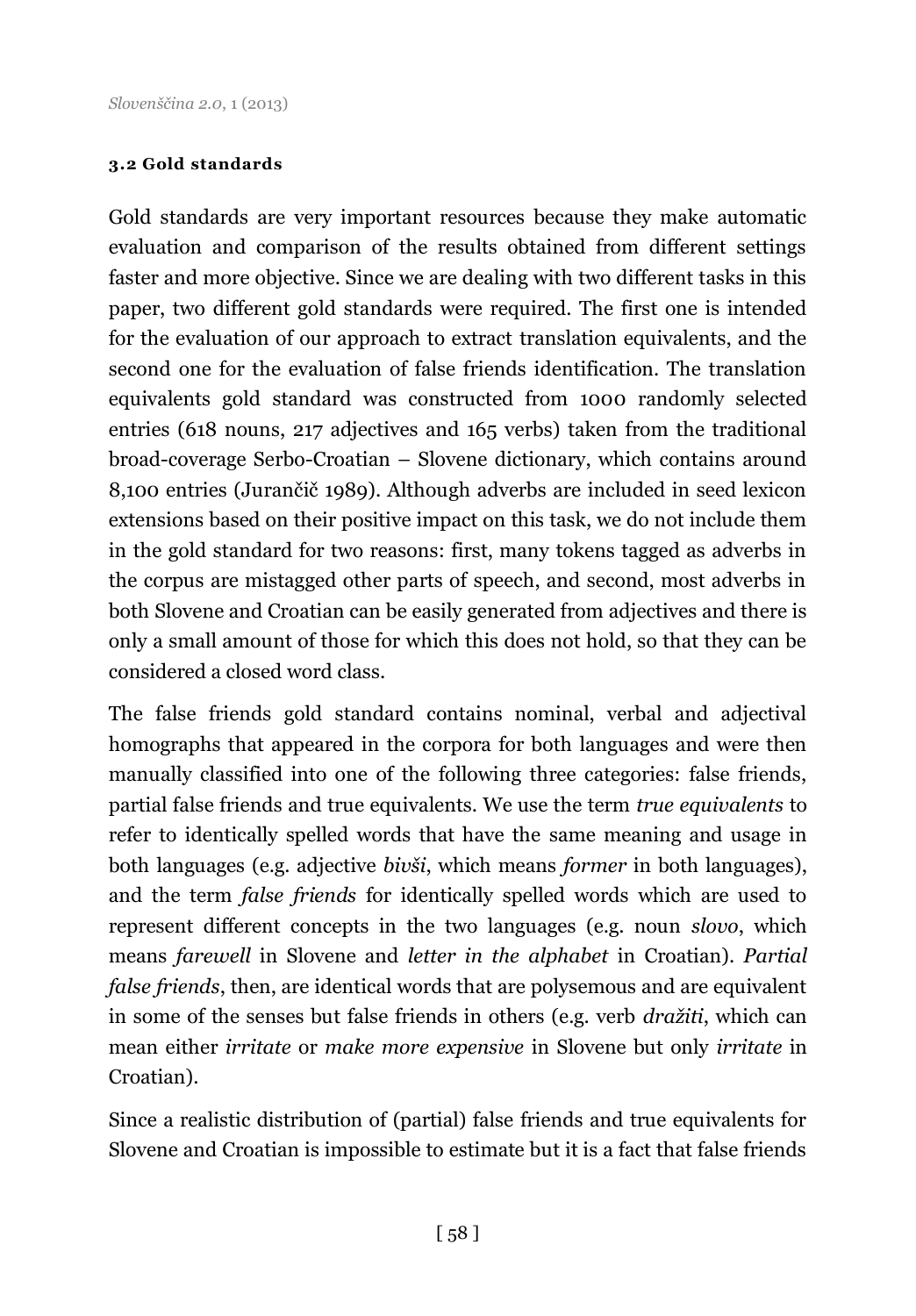### 3.2 Gold standards

Gold standards are very important resources because they make automatic evaluation and comparison of the results obtained from different settings faster and more objective. Since we are dealing with two different tasks in this paper, two different gold standards were required. The first one is intended for the evaluation of our approach to extract translation equivalents, and the second one for the evaluation of false friends identification. The translation equivalents gold standard was constructed from 1000 randomly selected entries (618 nouns, 217 adjectives and 165 verbs) taken from the traditional broad-coverage Serbo-Croatian – Slovene dictionary, which contains around 8,100 entries (Jurančič 1989). Although adverbs are included in seed lexicon extensions based on their positive impact on this task, we do not include them in the gold standard for two reasons: first, many tokens tagged as adverbs in the corpus are mistagged other parts of speech, and second, most adverbs in both Slovene and Croatian can be easily generated from adjectives and there is only a small amount of those for which this does not hold, so that they can be considered a closed word class.

The false friends gold standard contains nominal, verbal and adjectival homographs that appeared in the corpora for both languages and were then manually classified into one of the following three categories: false friends, partial false friends and true equivalents. We use the term *true equivalents* to refer to identically spelled words that have the same meaning and usage in both languages (e.g. adjective *bivši*, which means *former* in both languages), and the term *false friends* for identically spelled words which are used to represent different concepts in the two languages (e.g. noun *slovo*, which means *farewell* in Slovene and *letter in the alphabet* in Croatian). *Partial false friends*, then, are identical words that are polysemous and are equivalent in some of the senses but false friends in others (e.g. verb *dražiti*, which can mean either *irritate* or *make more expensive* in Slovene but only *irritate* in Croatian).

Since a realistic distribution of (partial) false friends and true equivalents for Slovene and Croatian is impossible to estimate but it is a fact that false friends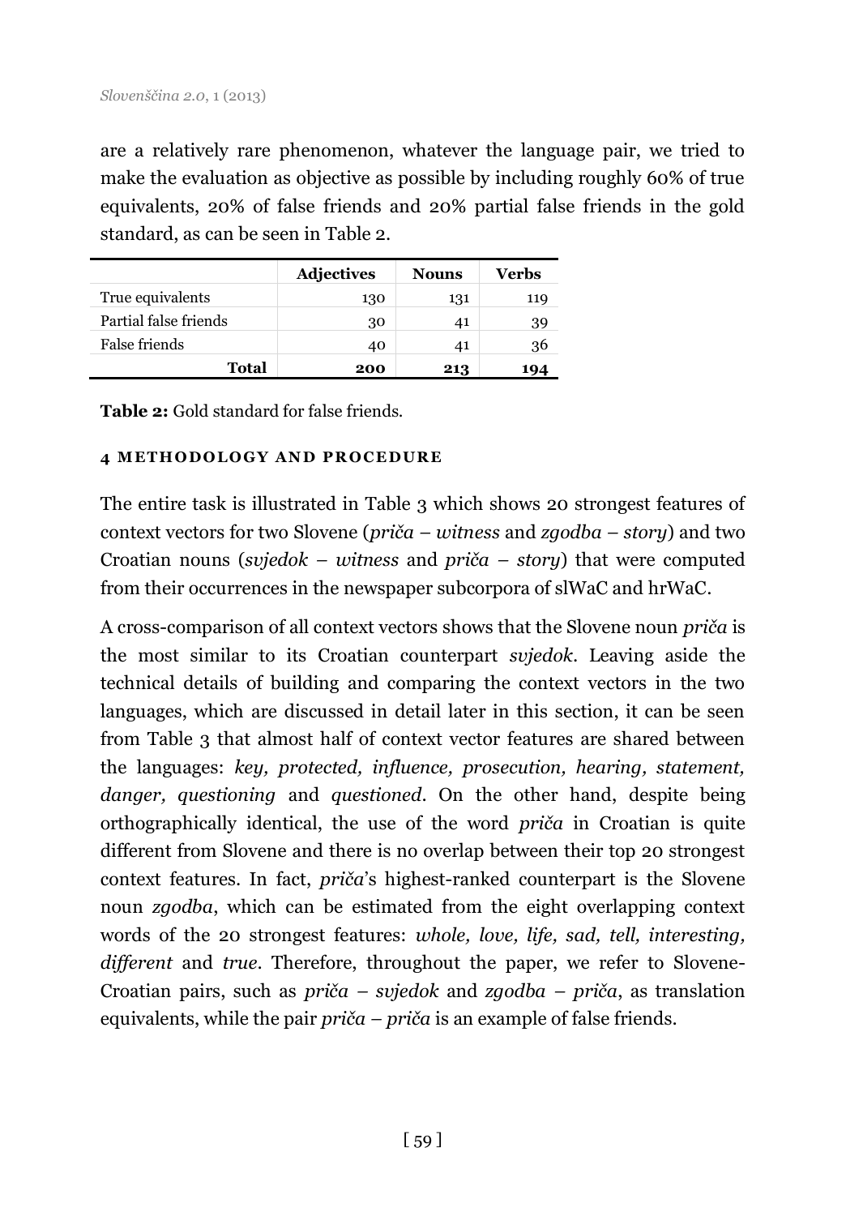are a relatively rare phenomenon, whatever the language pair, we tried to make the evaluation as objective as possible by including roughly 60% of true equivalents, 20% of false friends and 20% partial false friends in the gold standard, as can be seen in Table 2.

| | Adjectives | Nouns | Verbs |
|---|---|---|---|
| True equivalents | 130 | 131 | 119 |
| Partial false friends | 30 | 41 | 39 |
| False friends | 40 | 41 | 36 |
| **Total** | **200** | **213** | **194** |

**Table 2:** Gold standard for false friends.

## 4 METHODOLOGY AND PROCEDURE

The entire task is illustrated in Table 3 which shows 20 strongest features of context vectors for two Slovene (*priča* – *witness* and *zgodba* – *story*) and two Croatian nouns (*svjedok* – *witness* and *priča* – *story*) that were computed from their occurrences in the newspaper subcorpora of slWaC and hrWaC.

A cross-comparison of all context vectors shows that the Slovene noun *priča* is the most similar to its Croatian counterpart *svjedok*. Leaving aside the technical details of building and comparing the context vectors in the two languages, which are discussed in detail later in this section, it can be seen from Table 3 that almost half of context vector features are shared between the languages: *key, protected, influence, prosecution, hearing, statement, danger, questioning* and *questioned*. On the other hand, despite being orthographically identical, the use of the word *priča* in Croatian is quite different from Slovene and there is no overlap between their top 20 strongest context features. In fact, *priča*'s highest-ranked counterpart is the Slovene noun *zgodba*, which can be estimated from the eight overlapping context words of the 20 strongest features: *whole, love, life, sad, tell, interesting, different* and *true*. Therefore, throughout the paper, we refer to Slovene-Croatian pairs, such as *priča* – *svjedok* and *zgodba* – *priča*, as translation equivalents, while the pair *priča* – *priča* is an example of false friends.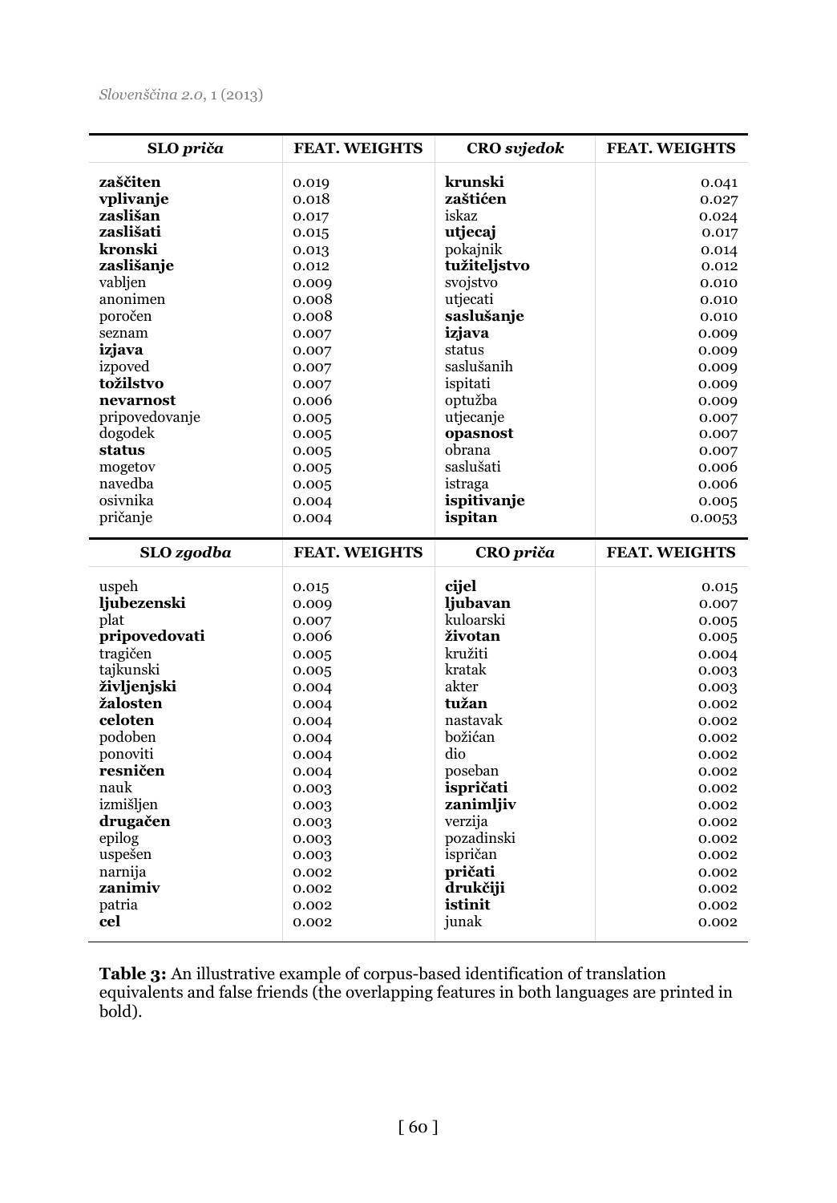| SLO *priča* | FEAT. WEIGHTS | CRO *svjedok* | FEAT. WEIGHTS |
|---|---|---|---|
| **zaščiten** | 0.019 | **krunski** | 0.041 |
| **vplivanje** | 0.018 | **zaštićen** | 0.027 |
| **zaslišan** | 0.017 | iskaz | 0.024 |
| **zaslišati** | 0.015 | **utjecaj** | 0.017 |
| **kronski** | 0.013 | pokajnik | 0.014 |
| **zaslišanje** | 0.012 | **tužiteljstvo** | 0.012 |
| vabljen | 0.009 | svojstvo | 0.010 |
| anonimen | 0.008 | utjecati | 0.010 |
| poročen | 0.008 | **saslušanje** | 0.010 |
| seznam | 0.007 | **izjava** | 0.009 |
| **izjava** | 0.007 | status | 0.009 |
| izpoved | 0.007 | saslušanih | 0.009 |
| **tožilstvo** | 0.007 | ispitati | 0.009 |
| **nevarnost** | 0.006 | optužba | 0.009 |
| pripovedovanje | 0.005 | utjecanje | 0.007 |
| dogodek | 0.005 | **opasnost** | 0.007 |
| **status** | 0.005 | obrana | 0.007 |
| mogetov | 0.005 | saslušati | 0.006 |
| navedba | 0.005 | istraga | 0.006 |
| osivnika | 0.004 | **ispitivanje** | 0.005 |
| pričanje | 0.004 | **ispitan** | 0.0053 |
| **SLO *zgodba*** | **FEAT. WEIGHTS** | **CRO *priča*** | **FEAT. WEIGHTS** |
| uspeh | 0.015 | **cijel** | 0.015 |
| **ljubezenski** | 0.009 | **ljubavan** | 0.007 |
| plat | 0.007 | kuloarski | 0.005 |
| **pripovedovati** | 0.006 | **životan** | 0.005 |
| tragičen | 0.005 | kružiti | 0.004 |
| tajkunski | 0.005 | kratak | 0.003 |
| **življenjski** | 0.004 | akter | 0.003 |
| **žalosten** | 0.004 | **tužan** | 0.002 |
| **celoten** | 0.004 | nastavak | 0.002 |
| podoben | 0.004 | božićan | 0.002 |
| ponoviti | 0.004 | dio | 0.002 |
| **resničen** | 0.004 | poseban | 0.002 |
| nauk | 0.003 | **ispričati** | 0.002 |
| izmišljen | 0.003 | **zanimljiv** | 0.002 |
| **drugačen** | 0.003 | verzija | 0.002 |
| epilog | 0.003 | pozadinski | 0.002 |
| uspešen | 0.003 | ispričan | 0.002 |
| narnija | 0.002 | **pričati** | 0.002 |
| **zanimiv** | 0.002 | **drukčiji** | 0.002 |
| patria | 0.002 | **istinit** | 0.002 |
| **cel** | 0.002 | junak | 0.002 |

**Table 3:** An illustrative example of corpus-based identification of translation equivalents and false friends (the overlapping features in both languages are printed in bold).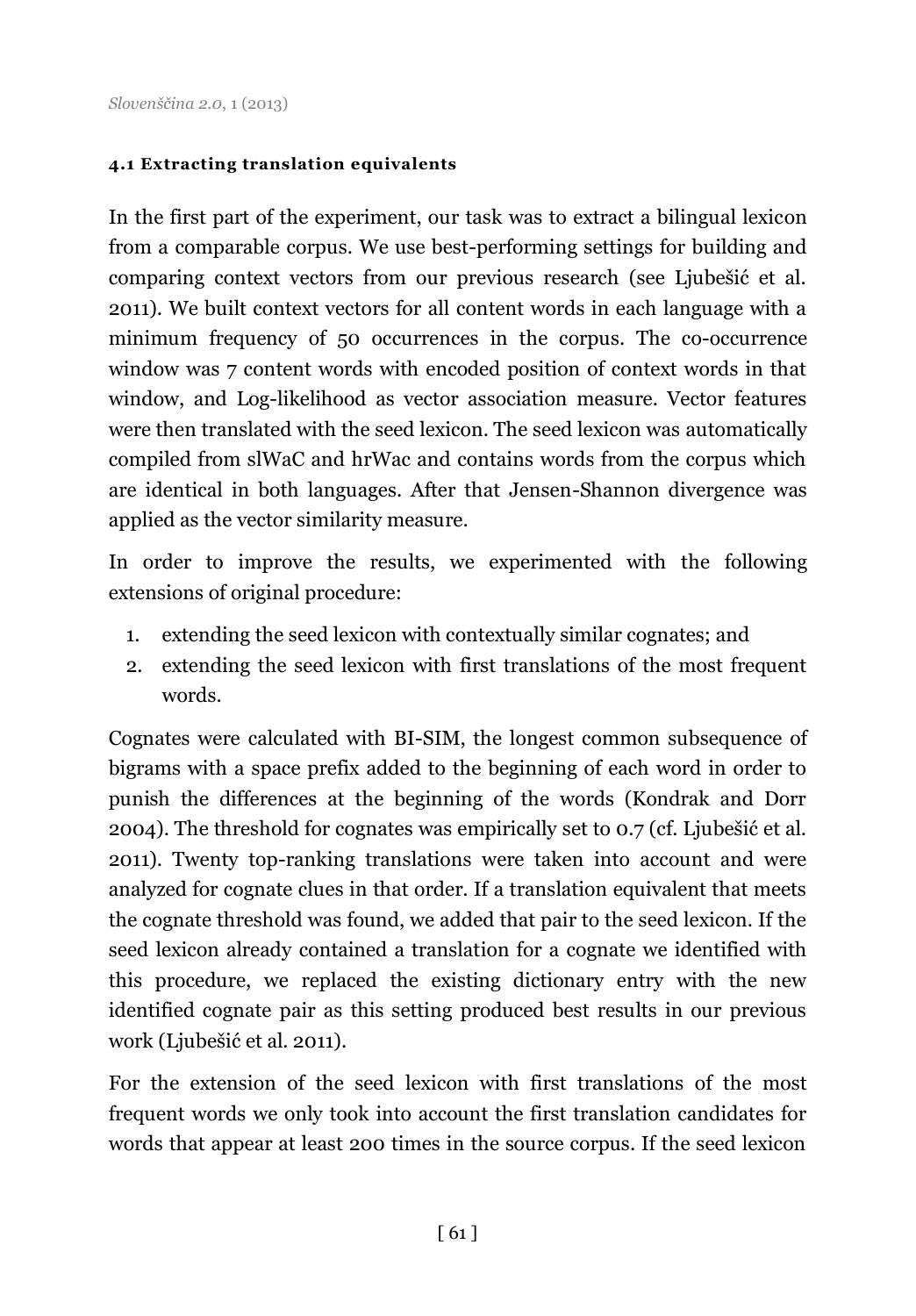#### 4.1 Extracting translation equivalents

In the first part of the experiment, our task was to extract a bilingual lexicon from a comparable corpus. We use best-performing settings for building and comparing context vectors from our previous research (see Ljubešić et al. 2011). We built context vectors for all content words in each language with a minimum frequency of 50 occurrences in the corpus. The co-occurrence window was 7 content words with encoded position of context words in that window, and Log-likelihood as vector association measure. Vector features were then translated with the seed lexicon. The seed lexicon was automatically compiled from slWaC and hrWac and contains words from the corpus which are identical in both languages. After that Jensen-Shannon divergence was applied as the vector similarity measure.

In order to improve the results, we experimented with the following extensions of original procedure:

1. extending the seed lexicon with contextually similar cognates; and
2. extending the seed lexicon with first translations of the most frequent words.

Cognates were calculated with BI-SIM, the longest common subsequence of bigrams with a space prefix added to the beginning of each word in order to punish the differences at the beginning of the words (Kondrak and Dorr 2004). The threshold for cognates was empirically set to 0.7 (cf. Ljubešić et al. 2011). Twenty top-ranking translations were taken into account and were analyzed for cognate clues in that order. If a translation equivalent that meets the cognate threshold was found, we added that pair to the seed lexicon. If the seed lexicon already contained a translation for a cognate we identified with this procedure, we replaced the existing dictionary entry with the new identified cognate pair as this setting produced best results in our previous work (Ljubešić et al. 2011).

For the extension of the seed lexicon with first translations of the most frequent words we only took into account the first translation candidates for words that appear at least 200 times in the source corpus. If the seed lexicon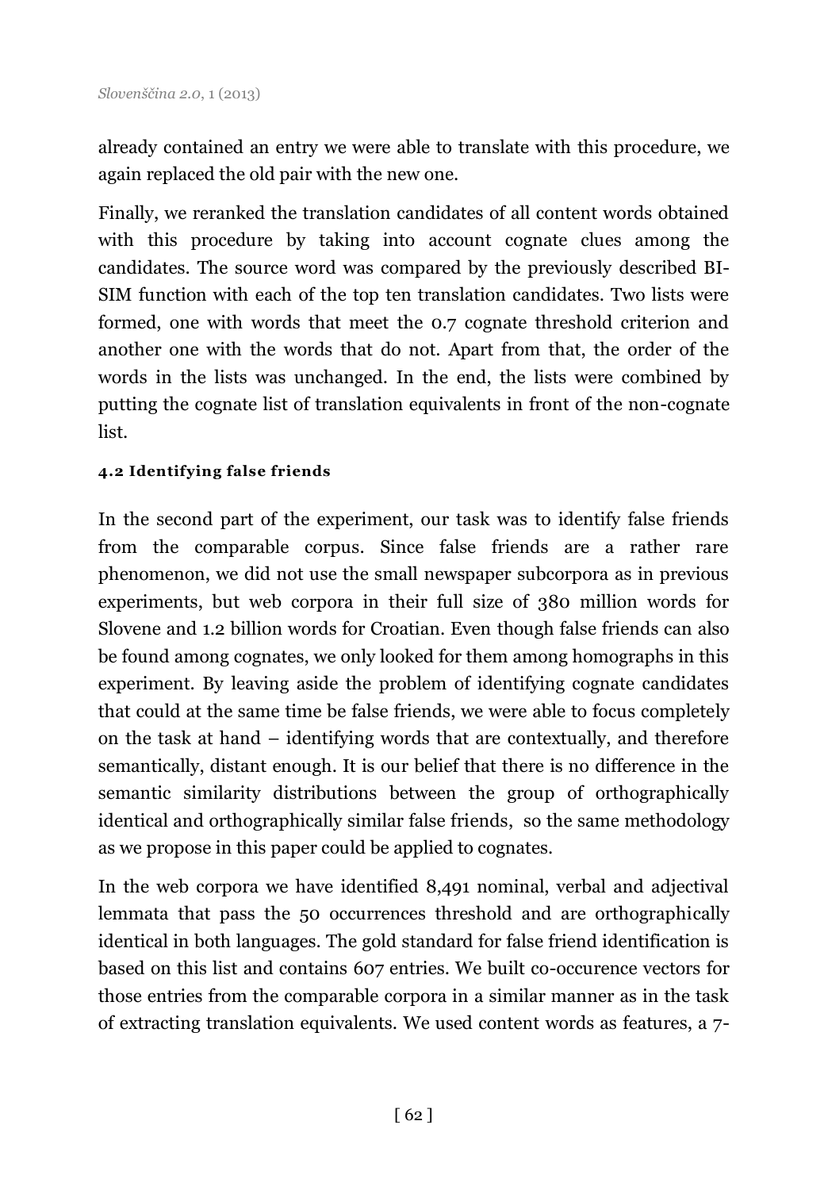already contained an entry we were able to translate with this procedure, we again replaced the old pair with the new one.

Finally, we reranked the translation candidates of all content words obtained with this procedure by taking into account cognate clues among the candidates. The source word was compared by the previously described BI-SIM function with each of the top ten translation candidates. Two lists were formed, one with words that meet the 0.7 cognate threshold criterion and another one with the words that do not. Apart from that, the order of the words in the lists was unchanged. In the end, the lists were combined by putting the cognate list of translation equivalents in front of the non-cognate list.

#### 4.2 Identifying false friends

In the second part of the experiment, our task was to identify false friends from the comparable corpus. Since false friends are a rather rare phenomenon, we did not use the small newspaper subcorpora as in previous experiments, but web corpora in their full size of 380 million words for Slovene and 1.2 billion words for Croatian. Even though false friends can also be found among cognates, we only looked for them among homographs in this experiment. By leaving aside the problem of identifying cognate candidates that could at the same time be false friends, we were able to focus completely on the task at hand – identifying words that are contextually, and therefore semantically, distant enough. It is our belief that there is no difference in the semantic similarity distributions between the group of orthographically identical and orthographically similar false friends, so the same methodology as we propose in this paper could be applied to cognates.

In the web corpora we have identified 8,491 nominal, verbal and adjectival lemmata that pass the 50 occurrences threshold and are orthographically identical in both languages. The gold standard for false friend identification is based on this list and contains 607 entries. We built co-occurence vectors for those entries from the comparable corpora in a similar manner as in the task of extracting translation equivalents. We used content words as features, a 7-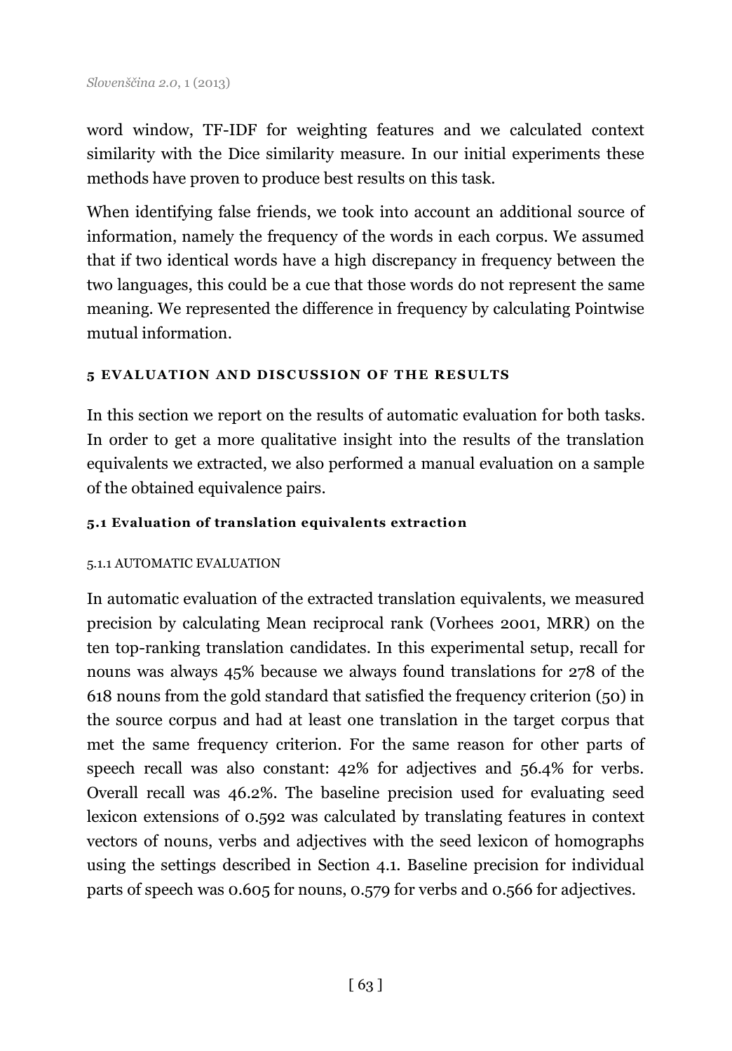word window, TF-IDF for weighting features and we calculated context similarity with the Dice similarity measure. In our initial experiments these methods have proven to produce best results on this task.

When identifying false friends, we took into account an additional source of information, namely the frequency of the words in each corpus. We assumed that if two identical words have a high discrepancy in frequency between the two languages, this could be a cue that those words do not represent the same meaning. We represented the difference in frequency by calculating Pointwise mutual information.

## 5 EVALUATION AND DISCUSSION OF THE RESULTS

In this section we report on the results of automatic evaluation for both tasks. In order to get a more qualitative insight into the results of the translation equivalents we extracted, we also performed a manual evaluation on a sample of the obtained equivalence pairs.

### 5.1 Evaluation of translation equivalents extraction

#### 5.1.1 AUTOMATIC EVALUATION

In automatic evaluation of the extracted translation equivalents, we measured precision by calculating Mean reciprocal rank (Vorhees 2001, MRR) on the ten top-ranking translation candidates. In this experimental setup, recall for nouns was always 45% because we always found translations for 278 of the 618 nouns from the gold standard that satisfied the frequency criterion (50) in the source corpus and had at least one translation in the target corpus that met the same frequency criterion. For the same reason for other parts of speech recall was also constant: 42% for adjectives and 56.4% for verbs. Overall recall was 46.2%. The baseline precision used for evaluating seed lexicon extensions of 0.592 was calculated by translating features in context vectors of nouns, verbs and adjectives with the seed lexicon of homographs using the settings described in Section 4.1. Baseline precision for individual parts of speech was 0.605 for nouns, 0.579 for verbs and 0.566 for adjectives.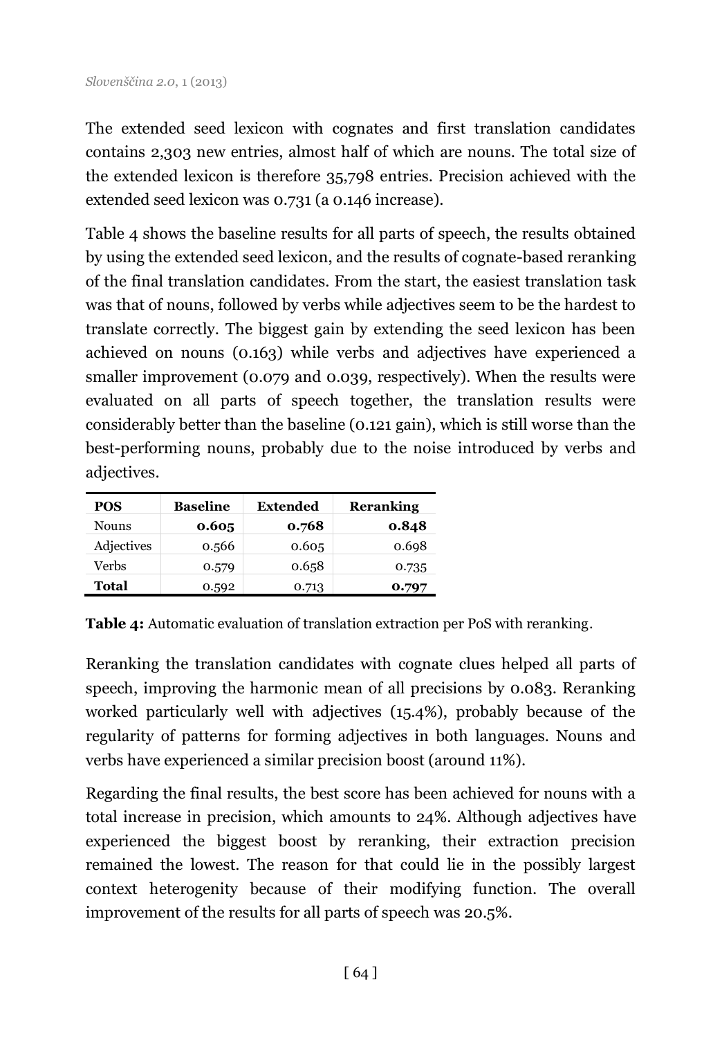The extended seed lexicon with cognates and first translation candidates contains 2,303 new entries, almost half of which are nouns. The total size of the extended lexicon is therefore 35,798 entries. Precision achieved with the extended seed lexicon was 0.731 (a 0.146 increase).

Table 4 shows the baseline results for all parts of speech, the results obtained by using the extended seed lexicon, and the results of cognate-based reranking of the final translation candidates. From the start, the easiest translation task was that of nouns, followed by verbs while adjectives seem to be the hardest to translate correctly. The biggest gain by extending the seed lexicon has been achieved on nouns (0.163) while verbs and adjectives have experienced a smaller improvement (0.079 and 0.039, respectively). When the results were evaluated on all parts of speech together, the translation results were considerably better than the baseline (0.121 gain), which is still worse than the best-performing nouns, probably due to the noise introduced by verbs and adjectives.

| POS | Baseline | Extended | Reranking |
|---|---|---|---|
| Nouns | **0.605** | **0.768** | **0.848** |
| Adjectives | 0.566 | 0.605 | 0.698 |
| Verbs | 0.579 | 0.658 | 0.735 |
| **Total** | 0.592 | 0.713 | **0.797** |

**Table 4:** Automatic evaluation of translation extraction per PoS with reranking.

Reranking the translation candidates with cognate clues helped all parts of speech, improving the harmonic mean of all precisions by 0.083. Reranking worked particularly well with adjectives (15.4%), probably because of the regularity of patterns for forming adjectives in both languages. Nouns and verbs have experienced a similar precision boost (around 11%).

Regarding the final results, the best score has been achieved for nouns with a total increase in precision, which amounts to 24%. Although adjectives have experienced the biggest boost by reranking, their extraction precision remained the lowest. The reason for that could lie in the possibly largest context heterogenity because of their modifying function. The overall improvement of the results for all parts of speech was 20.5%.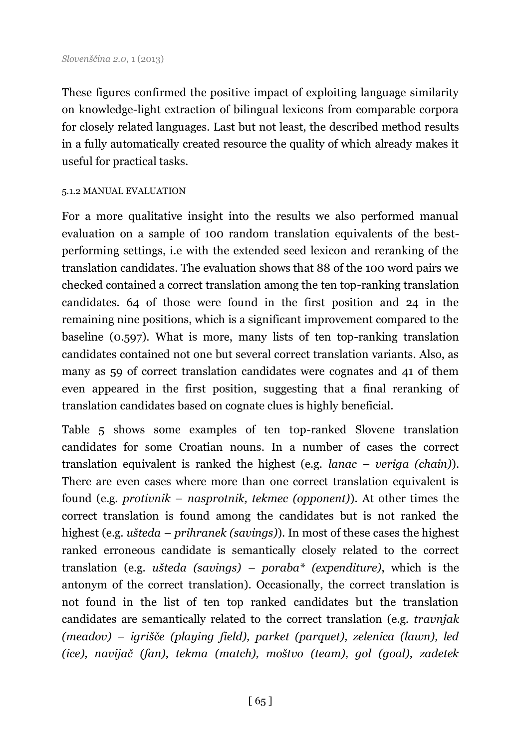These figures confirmed the positive impact of exploiting language similarity on knowledge-light extraction of bilingual lexicons from comparable corpora for closely related languages. Last but not least, the described method results in a fully automatically created resource the quality of which already makes it useful for practical tasks.

#### 5.1.2 MANUAL EVALUATION

For a more qualitative insight into the results we also performed manual evaluation on a sample of 100 random translation equivalents of the best-performing settings, i.e with the extended seed lexicon and reranking of the translation candidates. The evaluation shows that 88 of the 100 word pairs we checked contained a correct translation among the ten top-ranking translation candidates. 64 of those were found in the first position and 24 in the remaining nine positions, which is a significant improvement compared to the baseline (0.597). What is more, many lists of ten top-ranking translation candidates contained not one but several correct translation variants. Also, as many as 59 of correct translation candidates were cognates and 41 of them even appeared in the first position, suggesting that a final reranking of translation candidates based on cognate clues is highly beneficial.

Table 5 shows some examples of ten top-ranked Slovene translation candidates for some Croatian nouns. In a number of cases the correct translation equivalent is ranked the highest (e.g. *lanac – veriga (chain)*). There are even cases where more than one correct translation equivalent is found (e.g. *protivnik – nasprotnik, tekmec (opponent)*). At other times the correct translation is found among the candidates but is not ranked the highest (e.g. *ušteda – prihranek (savings)*). In most of these cases the highest ranked erroneous candidate is semantically closely related to the correct translation (e.g. *ušteda (savings) – poraba* (expenditure)*, which is the antonym of the correct translation). Occasionally, the correct translation is not found in the list of ten top ranked candidates but the translation candidates are semantically related to the correct translation (e.g. *travnjak (meadov) – igrišče (playing field), parket (parquet), zelenica (lawn), led (ice), navijač (fan), tekma (match), moštvo (team), gol (goal), zadetek*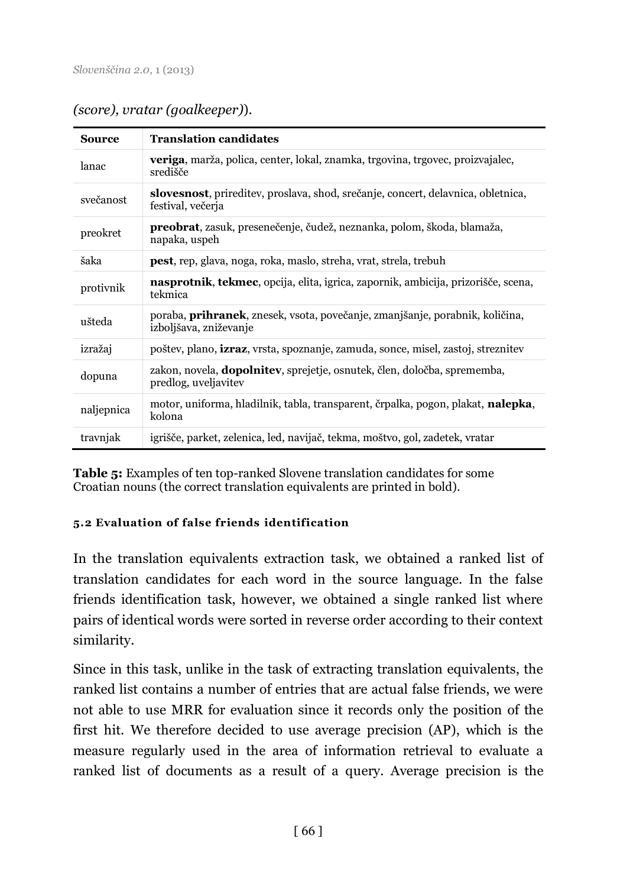*(score), vratar (goalkeeper)*).

| Source | Translation candidates |
|---|---|
| lanac | **veriga**, marža, polica, center, lokal, znamka, trgovina, trgovec, proizvajalec, središče |
| svečanost | **slovesnost**, prireditev, proslava, shod, srečanje, concert, delavnica, obletnica, festival, večerja |
| preokret | **preobrat**, zasuk, presenečenje, čudež, neznanka, polom, škoda, blamaža, napaka, uspeh |
| šaka | **pest**, rep, glava, noga, roka, maslo, streha, vrat, strela, trebuh |
| protivnik | **nasprotnik**, **tekmec**, opcija, elita, igrica, zapornik, ambicija, prizorišče, scena, tekmica |
| ušteda | poraba, **prihranek**, znesek, vsota, povečanje, zmanjšanje, porabnik, količina, izboljšava, zniževanje |
| izražaj | poštev, plano, **izraz**, vrsta, spoznanje, zamuda, sonce, misel, zastoj, streznitev |
| dopuna | zakon, novela, **dopolnitev**, sprejetje, osnutek, člen, določba, sprememba, predlog, uveljavitev |
| naljepnica | motor, uniforma, hladilnik, tabla, transparent, črpalka, pogon, plakat, **nalepka**, kolona |
| travnjak | igrišče, parket, zelenica, led, navijač, tekma, moštvo, gol, zadetek, vratar |

**Table 5:** Examples of ten top-ranked Slovene translation candidates for some Croatian nouns (the correct translation equivalents are printed in bold).

#### 5.2 Evaluation of false friends identification

In the translation equivalents extraction task, we obtained a ranked list of translation candidates for each word in the source language. In the false friends identification task, however, we obtained a single ranked list where pairs of identical words were sorted in reverse order according to their context similarity.

Since in this task, unlike in the task of extracting translation equivalents, the ranked list contains a number of entries that are actual false friends, we were not able to use MRR for evaluation since it records only the position of the first hit. We therefore decided to use average precision (AP), which is the measure regularly used in the area of information retrieval to evaluate a ranked list of documents as a result of a query. Average precision is the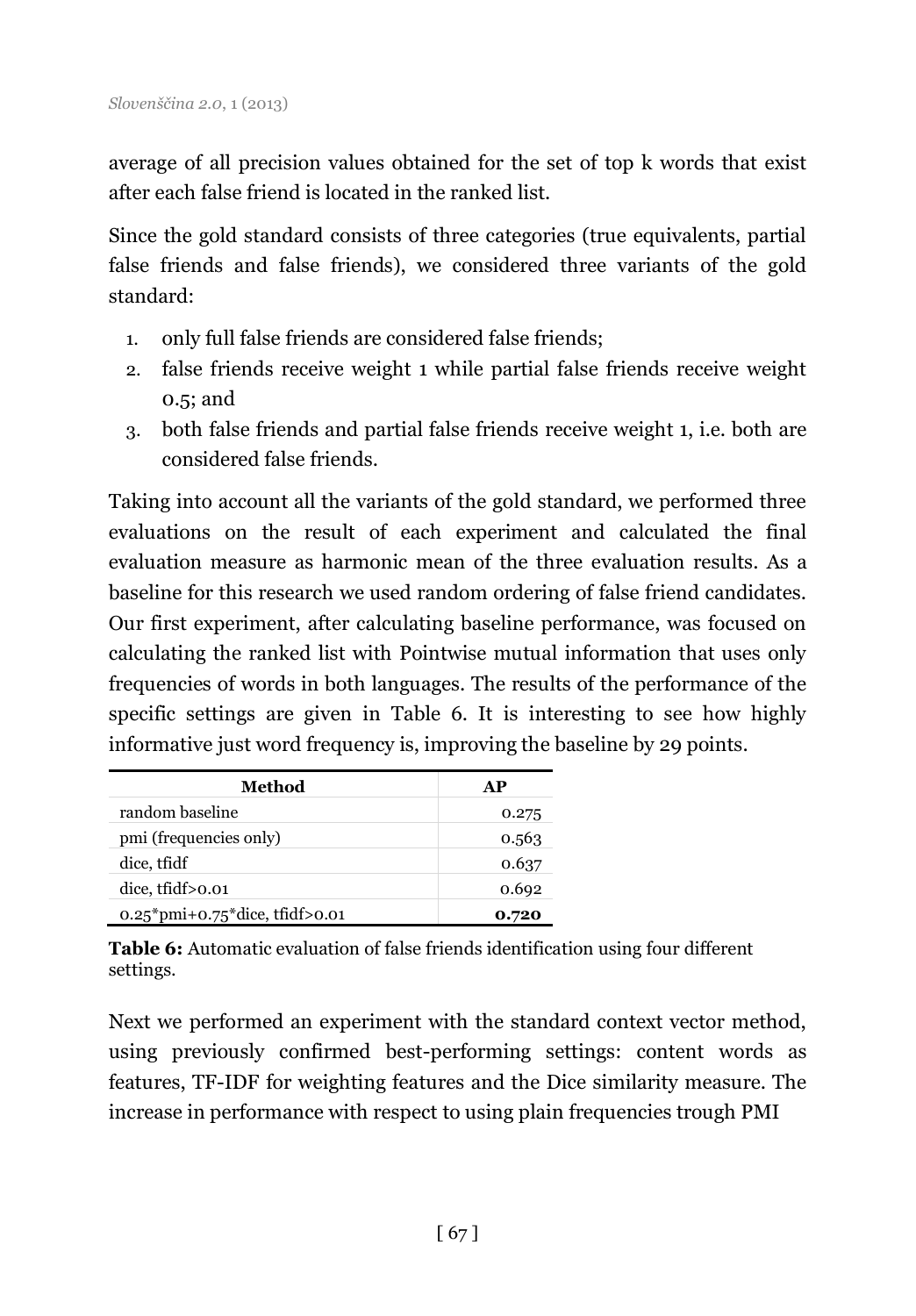average of all precision values obtained for the set of top k words that exist after each false friend is located in the ranked list.

Since the gold standard consists of three categories (true equivalents, partial false friends and false friends), we considered three variants of the gold standard:

1. only full false friends are considered false friends;
2. false friends receive weight 1 while partial false friends receive weight 0.5; and
3. both false friends and partial false friends receive weight 1, i.e. both are considered false friends.

Taking into account all the variants of the gold standard, we performed three evaluations on the result of each experiment and calculated the final evaluation measure as harmonic mean of the three evaluation results. As a baseline for this research we used random ordering of false friend candidates. Our first experiment, after calculating baseline performance, was focused on calculating the ranked list with Pointwise mutual information that uses only frequencies of words in both languages. The results of the performance of the specific settings are given in Table 6. It is interesting to see how highly informative just word frequency is, improving the baseline by 29 points.

| Method | AP |
|---|---|
| random baseline | 0.275 |
| pmi (frequencies only) | 0.563 |
| dice, tfidf | 0.637 |
| dice, tfidf>0.01 | 0.692 |
| 0.25*pmi+0.75*dice, tfidf>0.01 | **0.720** |

**Table 6:** Automatic evaluation of false friends identification using four different settings.

Next we performed an experiment with the standard context vector method, using previously confirmed best-performing settings: content words as features, TF-IDF for weighting features and the Dice similarity measure. The increase in performance with respect to using plain frequencies trough PMI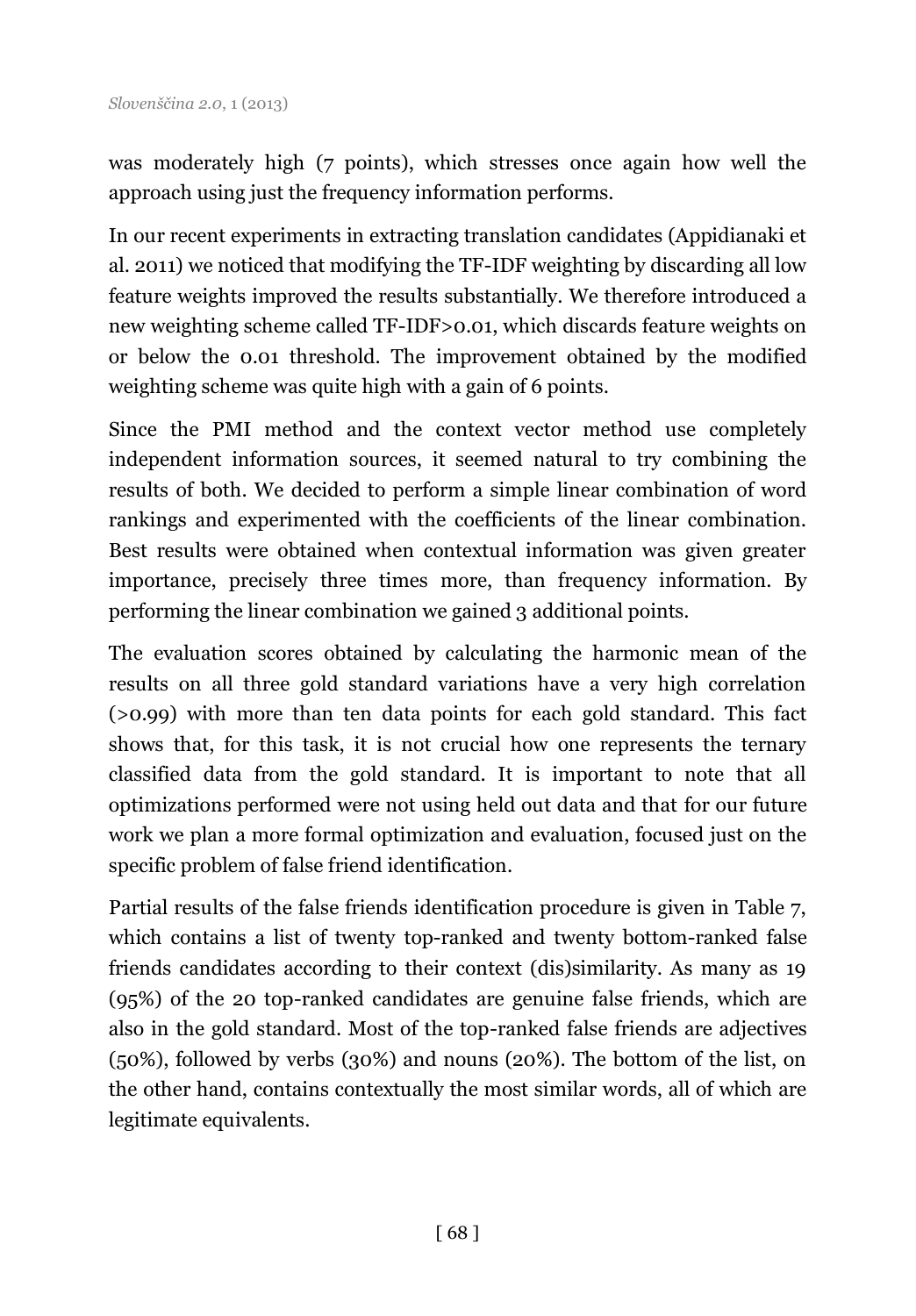was moderately high (7 points), which stresses once again how well the approach using just the frequency information performs.

In our recent experiments in extracting translation candidates (Appidianaki et al. 2011) we noticed that modifying the TF-IDF weighting by discarding all low feature weights improved the results substantially. We therefore introduced a new weighting scheme called TF-IDF>0.01, which discards feature weights on or below the 0.01 threshold. The improvement obtained by the modified weighting scheme was quite high with a gain of 6 points.

Since the PMI method and the context vector method use completely independent information sources, it seemed natural to try combining the results of both. We decided to perform a simple linear combination of word rankings and experimented with the coefficients of the linear combination. Best results were obtained when contextual information was given greater importance, precisely three times more, than frequency information. By performing the linear combination we gained 3 additional points.

The evaluation scores obtained by calculating the harmonic mean of the results on all three gold standard variations have a very high correlation (>0.99) with more than ten data points for each gold standard. This fact shows that, for this task, it is not crucial how one represents the ternary classified data from the gold standard. It is important to note that all optimizations performed were not using held out data and that for our future work we plan a more formal optimization and evaluation, focused just on the specific problem of false friend identification.

Partial results of the false friends identification procedure is given in Table 7, which contains a list of twenty top-ranked and twenty bottom-ranked false friends candidates according to their context (dis)similarity. As many as 19 (95%) of the 20 top-ranked candidates are genuine false friends, which are also in the gold standard. Most of the top-ranked false friends are adjectives (50%), followed by verbs (30%) and nouns (20%). The bottom of the list, on the other hand, contains contextually the most similar words, all of which are legitimate equivalents.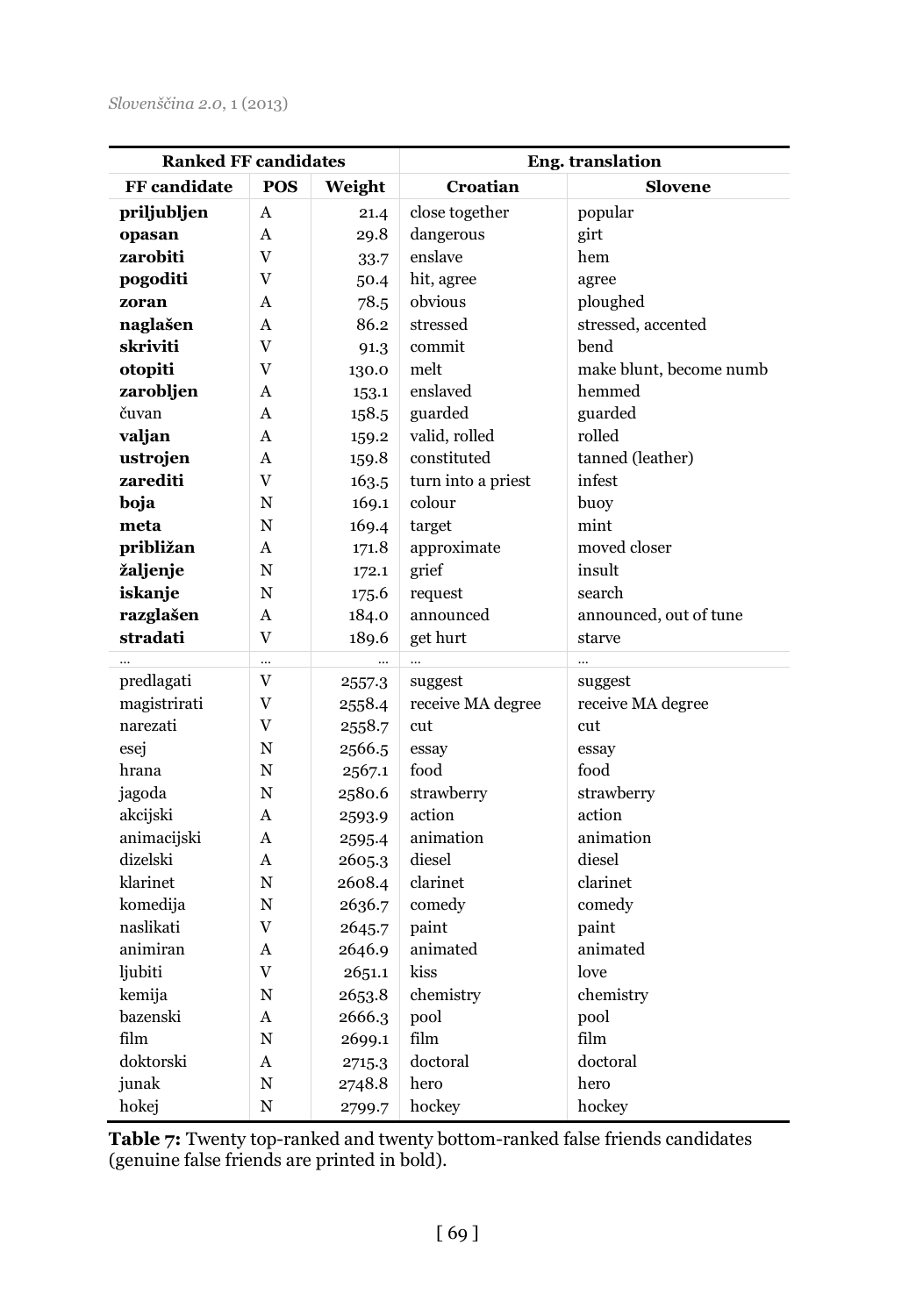| Ranked FF candidates | | | Eng. translation | |
|---|---|---|---|---|
| **FF candidate** | **POS** | **Weight** | **Croatian** | **Slovene** |
| **priljubljen** | A | 21.4 | close together | popular |
| **opasan** | A | 29.8 | dangerous | girt |
| **zarobiti** | V | 33.7 | enslave | hem |
| **pogoditi** | V | 50.4 | hit, agree | agree |
| **zoran** | A | 78.5 | obvious | ploughed |
| **naglašen** | A | 86.2 | stressed | stressed, accented |
| **skriviti** | V | 91.3 | commit | bend |
| **otopiti** | V | 130.0 | melt | make blunt, become numb |
| **zarobljen** | A | 153.1 | enslaved | hemmed |
| čuvan | A | 158.5 | guarded | guarded |
| **valjan** | A | 159.2 | valid, rolled | rolled |
| **ustrojen** | A | 159.8 | constituted | tanned (leather) |
| **zarediti** | V | 163.5 | turn into a priest | infest |
| **boja** | N | 169.1 | colour | buoy |
| **meta** | N | 169.4 | target | mint |
| **približan** | A | 171.8 | approximate | moved closer |
| **žaljenje** | N | 172.1 | grief | insult |
| **iskanje** | N | 175.6 | request | search |
| **razglašen** | A | 184.0 | announced | announced, out of tune |
| **stradati** | V | 189.6 | get hurt | starve |
| ... | ... | ... | ... | ... |
| predlagati | V | 2557.3 | suggest | suggest |
| magistrirati | V | 2558.4 | receive MA degree | receive MA degree |
| narezati | V | 2558.7 | cut | cut |
| esej | N | 2566.5 | essay | essay |
| hrana | N | 2567.1 | food | food |
| jagoda | N | 2580.6 | strawberry | strawberry |
| akcijski | A | 2593.9 | action | action |
| animacijski | A | 2595.4 | animation | animation |
| dizelski | A | 2605.3 | diesel | diesel |
| klarinet | N | 2608.4 | clarinet | clarinet |
| komedija | N | 2636.7 | comedy | comedy |
| naslikati | V | 2645.7 | paint | paint |
| animiran | A | 2646.9 | animated | animated |
| ljubiti | V | 2651.1 | kiss | love |
| kemija | N | 2653.8 | chemistry | chemistry |
| bazenski | A | 2666.3 | pool | pool |
| film | N | 2699.1 | film | film |
| doktorski | A | 2715.3 | doctoral | doctoral |
| junak | N | 2748.8 | hero | hero |
| hokej | N | 2799.7 | hockey | hockey |

**Table 7:** Twenty top-ranked and twenty bottom-ranked false friends candidates (genuine false friends are printed in bold).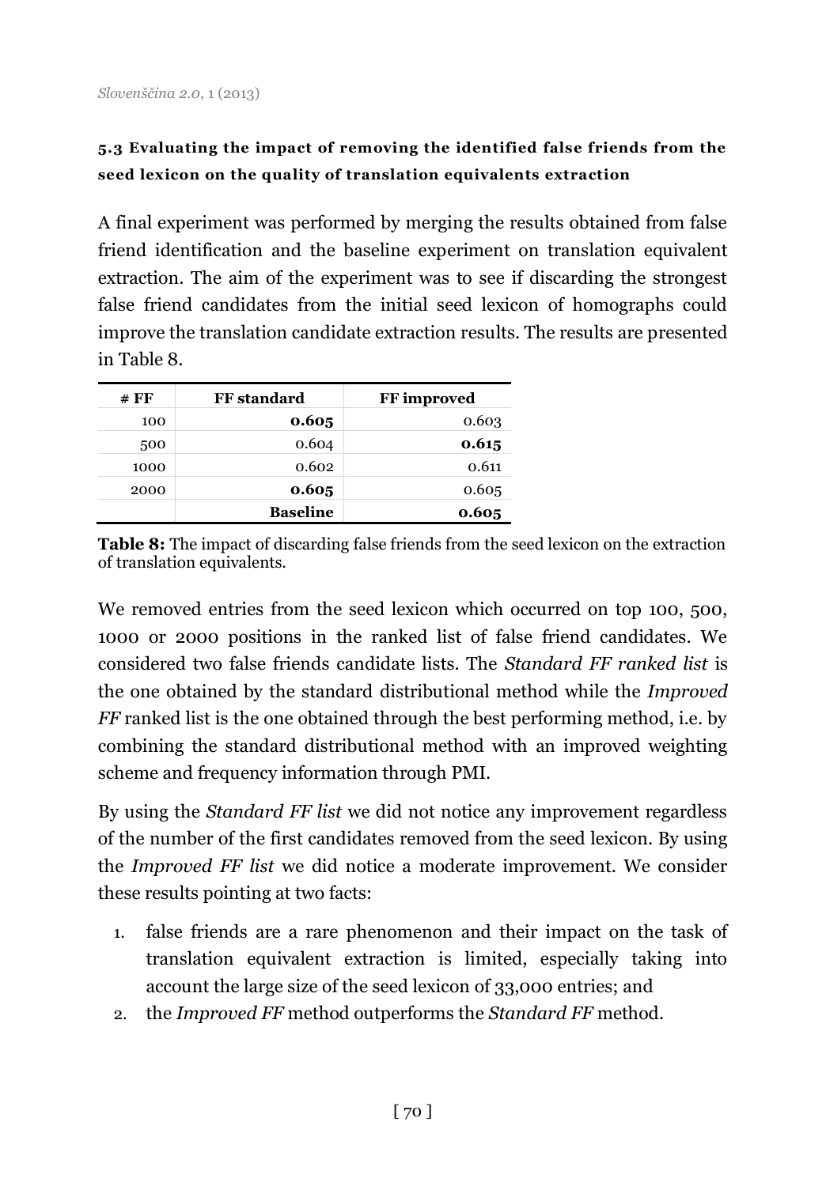### 5.3 Evaluating the impact of removing the identified false friends from the seed lexicon on the quality of translation equivalents extraction

A final experiment was performed by merging the results obtained from false friend identification and the baseline experiment on translation equivalent extraction. The aim of the experiment was to see if discarding the strongest false friend candidates from the initial seed lexicon of homographs could improve the translation candidate extraction results. The results are presented in Table 8.

| # FF | FF standard | FF improved |
|---|---|---|
| 100 | **0.605** | 0.603 |
| 500 | 0.604 | **0.615** |
| 1000 | 0.602 | 0.611 |
| 2000 | **0.605** | 0.605 |
| | **Baseline** | **0.605** |

**Table 8:** The impact of discarding false friends from the seed lexicon on the extraction of translation equivalents.

We removed entries from the seed lexicon which occurred on top 100, 500, 1000 or 2000 positions in the ranked list of false friend candidates. We considered two false friends candidate lists. The *Standard FF ranked list* is the one obtained by the standard distributional method while the *Improved FF* ranked list is the one obtained through the best performing method, i.e. by combining the standard distributional method with an improved weighting scheme and frequency information through PMI.

By using the *Standard FF list* we did not notice any improvement regardless of the number of the first candidates removed from the seed lexicon. By using the *Improved FF list* we did notice a moderate improvement. We consider these results pointing at two facts:

1. false friends are a rare phenomenon and their impact on the task of translation equivalent extraction is limited, especially taking into account the large size of the seed lexicon of 33,000 entries; and
2. the *Improved FF* method outperforms the *Standard FF* method.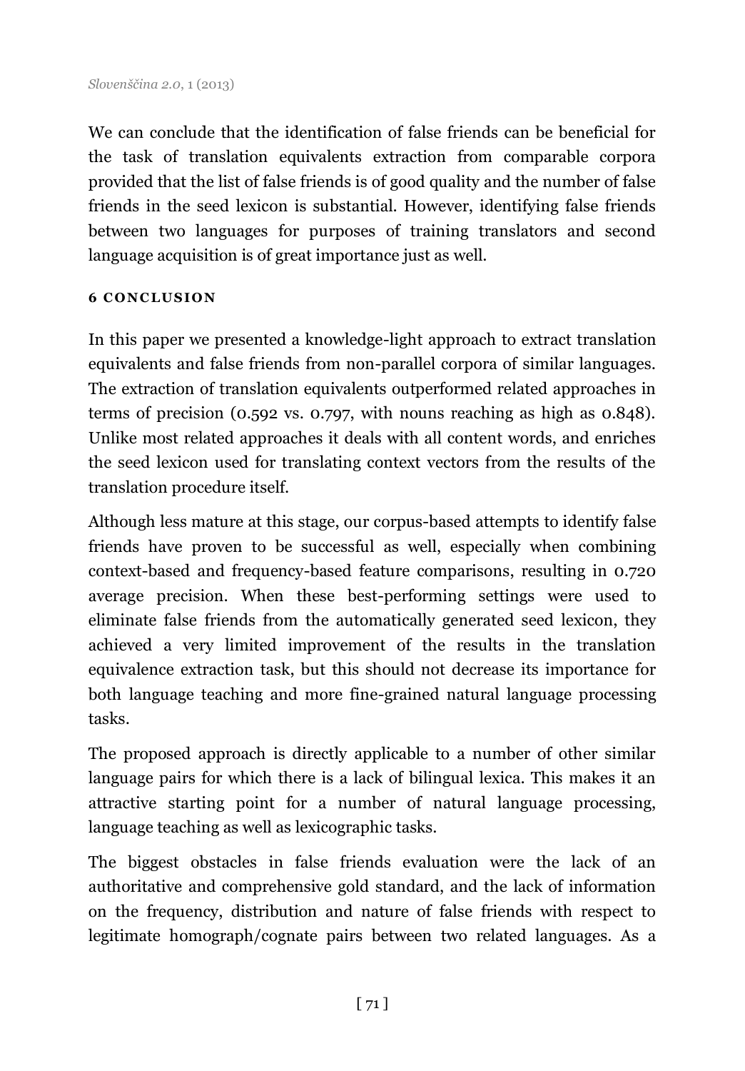We can conclude that the identification of false friends can be beneficial for the task of translation equivalents extraction from comparable corpora provided that the list of false friends is of good quality and the number of false friends in the seed lexicon is substantial. However, identifying false friends between two languages for purposes of training translators and second language acquisition is of great importance just as well.

## 6 CONCLUSION

In this paper we presented a knowledge-light approach to extract translation equivalents and false friends from non-parallel corpora of similar languages. The extraction of translation equivalents outperformed related approaches in terms of precision (0.592 vs. 0.797, with nouns reaching as high as 0.848). Unlike most related approaches it deals with all content words, and enriches the seed lexicon used for translating context vectors from the results of the translation procedure itself.

Although less mature at this stage, our corpus-based attempts to identify false friends have proven to be successful as well, especially when combining context-based and frequency-based feature comparisons, resulting in 0.720 average precision. When these best-performing settings were used to eliminate false friends from the automatically generated seed lexicon, they achieved a very limited improvement of the results in the translation equivalence extraction task, but this should not decrease its importance for both language teaching and more fine-grained natural language processing tasks.

The proposed approach is directly applicable to a number of other similar language pairs for which there is a lack of bilingual lexica. This makes it an attractive starting point for a number of natural language processing, language teaching as well as lexicographic tasks.

The biggest obstacles in false friends evaluation were the lack of an authoritative and comprehensive gold standard, and the lack of information on the frequency, distribution and nature of false friends with respect to legitimate homograph/cognate pairs between two related languages. As a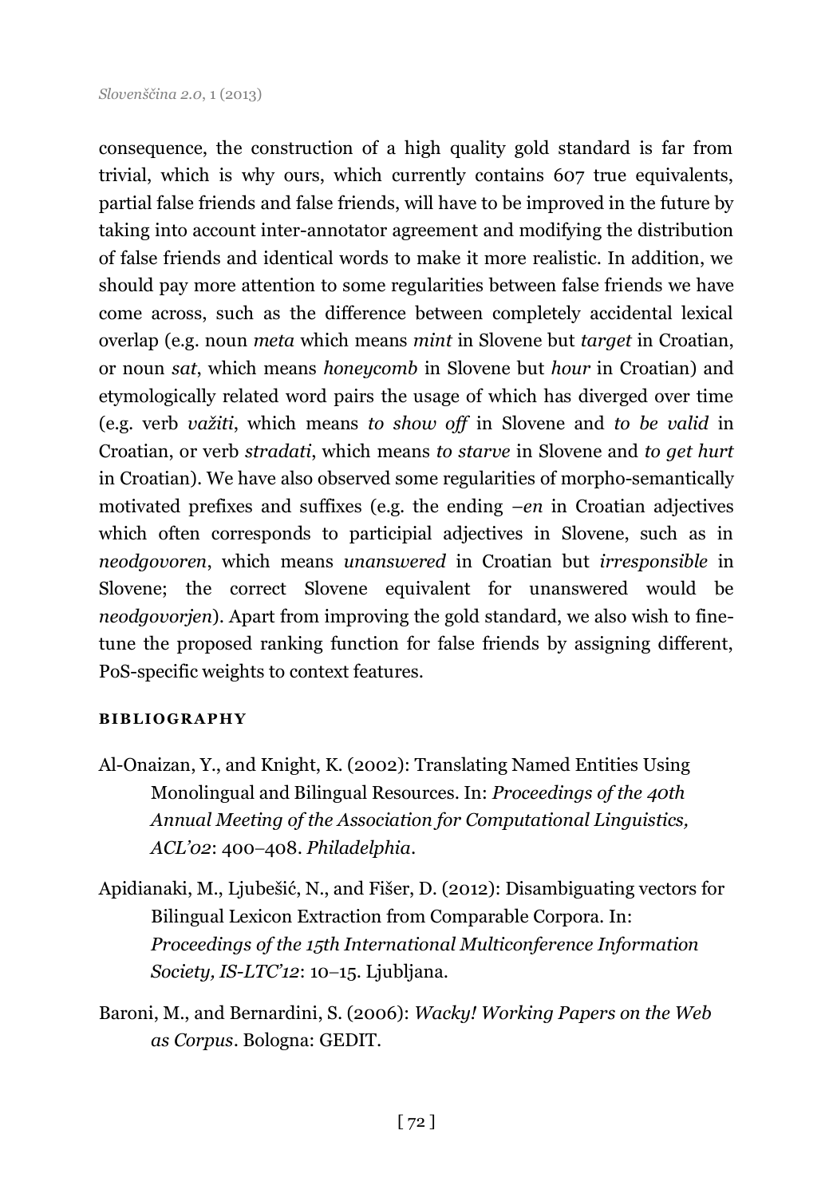consequence, the construction of a high quality gold standard is far from trivial, which is why ours, which currently contains 607 true equivalents, partial false friends and false friends, will have to be improved in the future by taking into account inter-annotator agreement and modifying the distribution of false friends and identical words to make it more realistic. In addition, we should pay more attention to some regularities between false friends we have come across, such as the difference between completely accidental lexical overlap (e.g. noun *meta* which means *mint* in Slovene but *target* in Croatian, or noun *sat*, which means *honeycomb* in Slovene but *hour* in Croatian) and etymologically related word pairs the usage of which has diverged over time (e.g. verb *važiti*, which means *to show off* in Slovene and *to be valid* in Croatian, or verb *stradati*, which means *to starve* in Slovene and *to get hurt* in Croatian). We have also observed some regularities of morpho-semantically motivated prefixes and suffixes (e.g. the ending *–en* in Croatian adjectives which often corresponds to participial adjectives in Slovene, such as in *neodgovoren*, which means *unanswered* in Croatian but *irresponsible* in Slovene; the correct Slovene equivalent for unanswered would be *neodgovorjen*). Apart from improving the gold standard, we also wish to fine-tune the proposed ranking function for false friends by assigning different, PoS-specific weights to context features.

## BIBLIOGRAPHY

Al-Onaizan, Y., and Knight, K. (2002): Translating Named Entities Using Monolingual and Bilingual Resources. In: *Proceedings of the 40th Annual Meeting of the Association for Computational Linguistics, ACL'02*: 400–408. *Philadelphia*.

Apidianaki, M., Ljubešić, N., and Fišer, D. (2012): Disambiguating vectors for Bilingual Lexicon Extraction from Comparable Corpora. In: *Proceedings of the 15th International Multiconference Information Society, IS-LTC'12*: 10–15. Ljubljana.

Baroni, M., and Bernardini, S. (2006): *Wacky! Working Papers on the Web as Corpus*. Bologna: GEDIT.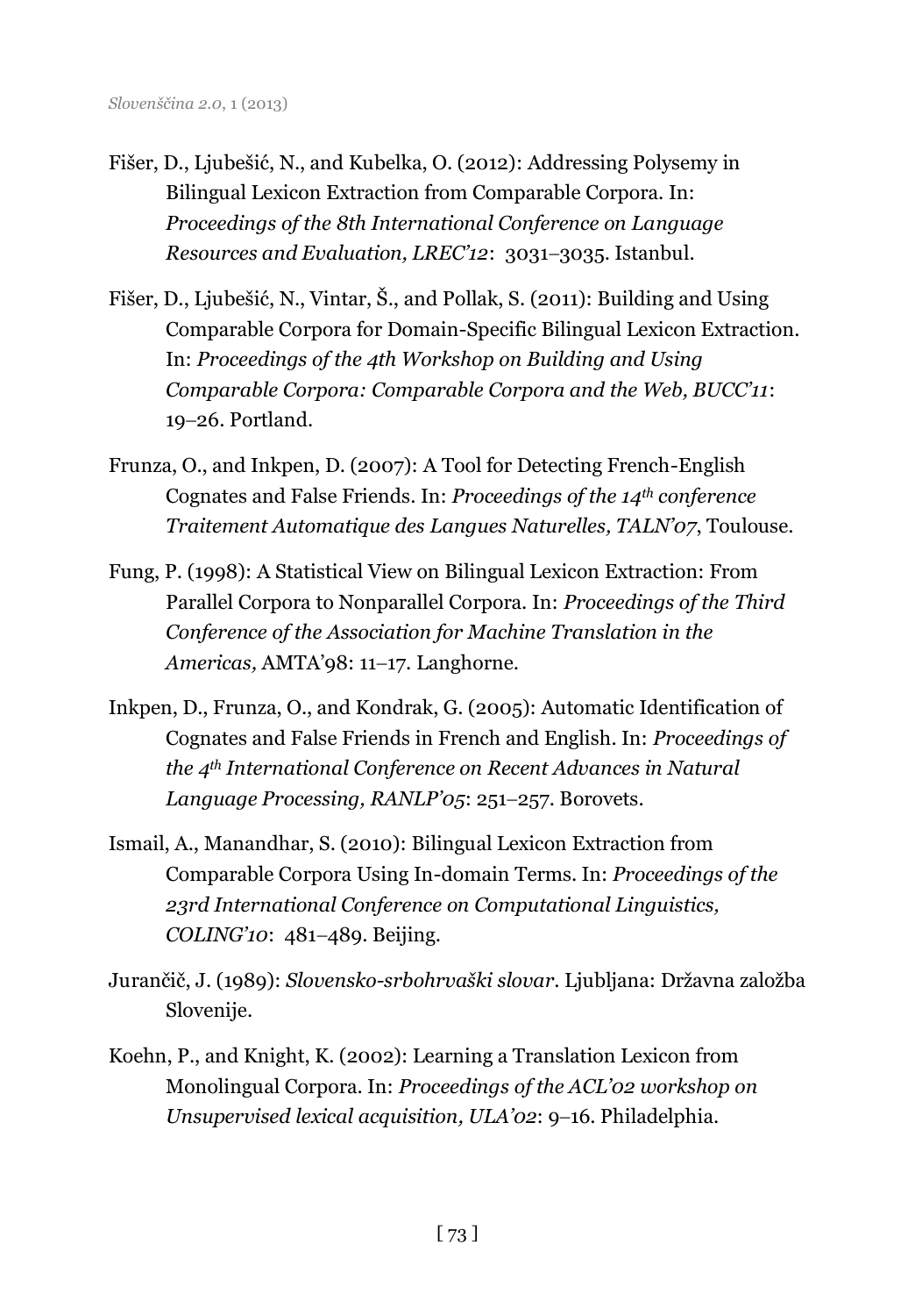Fišer, D., Ljubešić, N., and Kubelka, O. (2012): Addressing Polysemy in Bilingual Lexicon Extraction from Comparable Corpora. In: *Proceedings of the 8th International Conference on Language Resources and Evaluation, LREC'12*: 3031–3035. Istanbul.

Fišer, D., Ljubešić, N., Vintar, Š., and Pollak, S. (2011): Building and Using Comparable Corpora for Domain-Specific Bilingual Lexicon Extraction. In: *Proceedings of the 4th Workshop on Building and Using Comparable Corpora: Comparable Corpora and the Web, BUCC'11*: 19–26. Portland.

Frunza, O., and Inkpen, D. (2007): A Tool for Detecting French-English Cognates and False Friends. In: *Proceedings of the 14th conference Traitement Automatique des Langues Naturelles, TALN'07*, Toulouse.

Fung, P. (1998): A Statistical View on Bilingual Lexicon Extraction: From Parallel Corpora to Nonparallel Corpora. In: *Proceedings of the Third Conference of the Association for Machine Translation in the Americas,* AMTA'98: 11–17. Langhorne.

Inkpen, D., Frunza, O., and Kondrak, G. (2005): Automatic Identification of Cognates and False Friends in French and English. In: *Proceedings of the 4th International Conference on Recent Advances in Natural Language Processing, RANLP'05*: 251–257. Borovets.

Ismail, A., Manandhar, S. (2010): Bilingual Lexicon Extraction from Comparable Corpora Using In-domain Terms. In: *Proceedings of the 23rd International Conference on Computational Linguistics, COLING'10*: 481–489. Beijing.

Jurančič, J. (1989): *Slovensko-srbohrvaški slovar*. Ljubljana: Državna založba Slovenije.

Koehn, P., and Knight, K. (2002): Learning a Translation Lexicon from Monolingual Corpora. In: *Proceedings of the ACL'02 workshop on Unsupervised lexical acquisition, ULA'02*: 9–16. Philadelphia.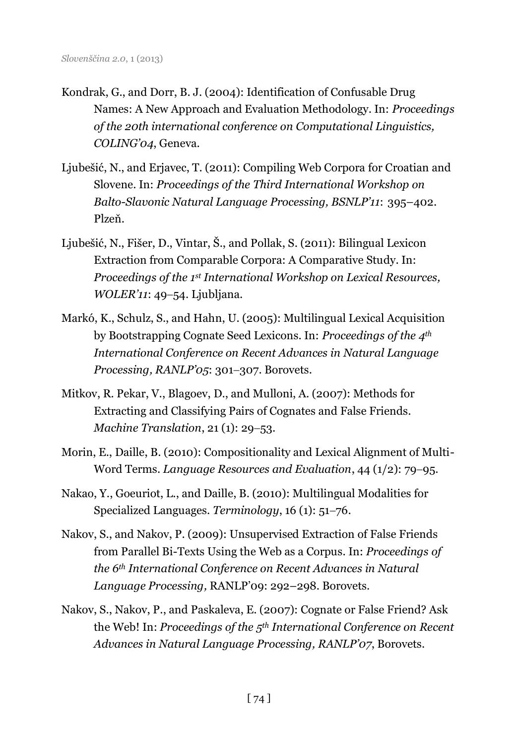Kondrak, G., and Dorr, B. J. (2004): Identification of Confusable Drug Names: A New Approach and Evaluation Methodology. In: *Proceedings of the 20th international conference on Computational Linguistics, COLING'04*, Geneva.

Ljubešić, N., and Erjavec, T. (2011): Compiling Web Corpora for Croatian and Slovene. In: *Proceedings of the Third International Workshop on Balto-Slavonic Natural Language Processing, BSNLP'11*: 395–402. Plzeň.

Ljubešić, N., Fišer, D., Vintar, Š., and Pollak, S. (2011): Bilingual Lexicon Extraction from Comparable Corpora: A Comparative Study. In: *Proceedings of the 1st International Workshop on Lexical Resources, WOLER'11*: 49–54. Ljubljana.

Markó, K., Schulz, S., and Hahn, U. (2005): Multilingual Lexical Acquisition by Bootstrapping Cognate Seed Lexicons. In: *Proceedings of the 4th International Conference on Recent Advances in Natural Language Processing, RANLP'05*: 301–307. Borovets.

Mitkov, R. Pekar, V., Blagoev, D., and Mulloni, A. (2007): Methods for Extracting and Classifying Pairs of Cognates and False Friends. *Machine Translation*, 21 (1): 29–53.

Morin, E., Daille, B. (2010): Compositionality and Lexical Alignment of Multi-Word Terms. *Language Resources and Evaluation*, 44 (1/2): 79–95.

Nakao, Y., Goeuriot, L., and Daille, B. (2010): Multilingual Modalities for Specialized Languages. *Terminology*, 16 (1): 51–76.

Nakov, S., and Nakov, P. (2009): Unsupervised Extraction of False Friends from Parallel Bi-Texts Using the Web as a Corpus. In: *Proceedings of the 6th International Conference on Recent Advances in Natural Language Processing,* RANLP'09: 292–298. Borovets.

Nakov, S., Nakov, P., and Paskaleva, E. (2007): Cognate or False Friend? Ask the Web! In: *Proceedings of the 5th International Conference on Recent Advances in Natural Language Processing, RANLP'07*, Borovets.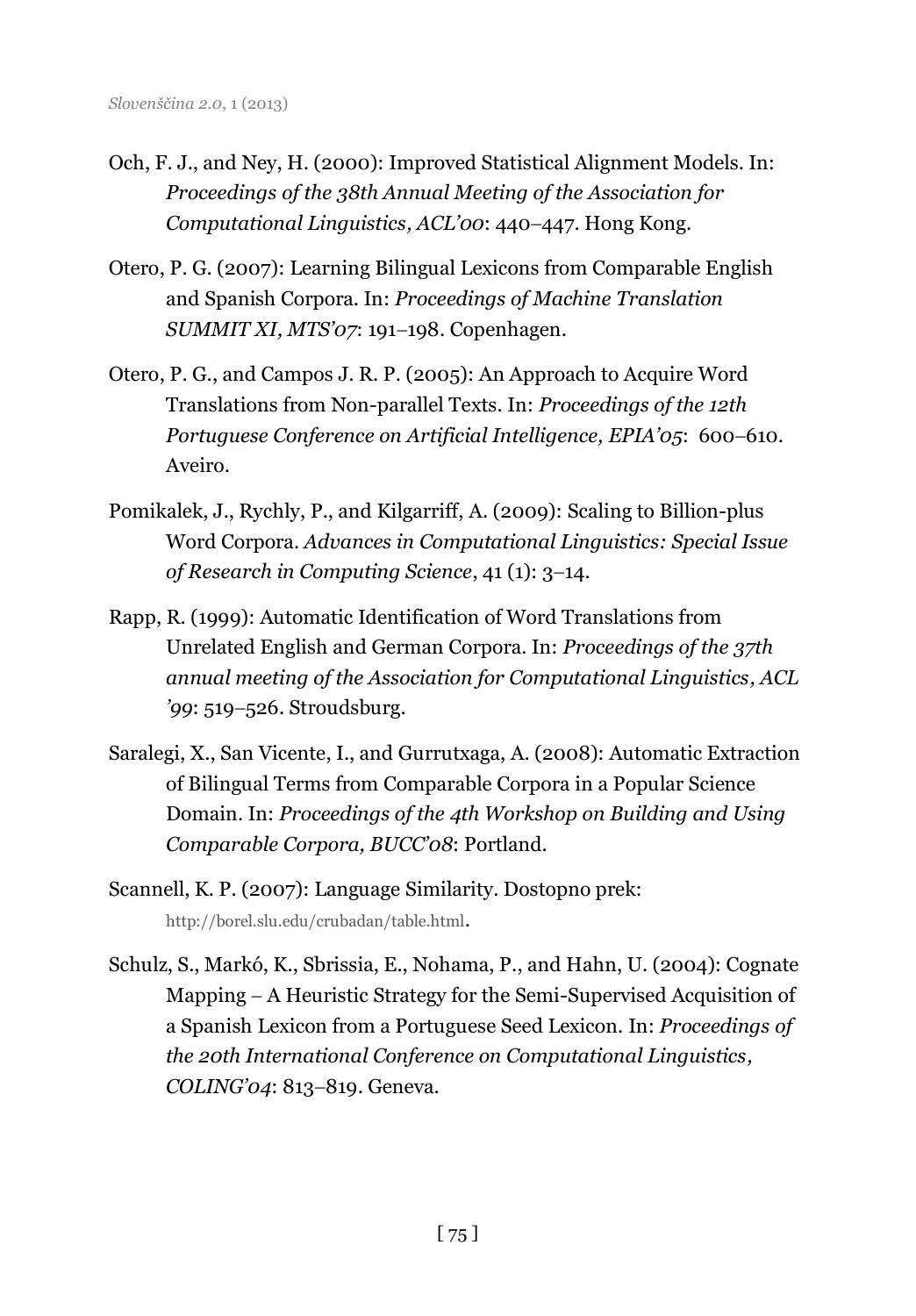Och, F. J., and Ney, H. (2000): Improved Statistical Alignment Models. In: *Proceedings of the 38th Annual Meeting of the Association for Computational Linguistics, ACL'00*: 440–447. Hong Kong.

Otero, P. G. (2007): Learning Bilingual Lexicons from Comparable English and Spanish Corpora. In: *Proceedings of Machine Translation SUMMIT XI, MTS'07*: 191–198. Copenhagen.

Otero, P. G., and Campos J. R. P. (2005): An Approach to Acquire Word Translations from Non-parallel Texts. In: *Proceedings of the 12th Portuguese Conference on Artificial Intelligence, EPIA'05*: 600–610. Aveiro.

Pomikalek, J., Rychly, P., and Kilgarriff, A. (2009): Scaling to Billion-plus Word Corpora. *Advances in Computational Linguistics: Special Issue of Research in Computing Science*, 41 (1): 3–14.

Rapp, R. (1999): Automatic Identification of Word Translations from Unrelated English and German Corpora. In: *Proceedings of the 37th annual meeting of the Association for Computational Linguistics, ACL '99*: 519–526. Stroudsburg.

Saralegi, X., San Vicente, I., and Gurrutxaga, A. (2008): Automatic Extraction of Bilingual Terms from Comparable Corpora in a Popular Science Domain. In: *Proceedings of the 4th Workshop on Building and Using Comparable Corpora, BUCC'08*: Portland.

Scannell, K. P. (2007): Language Similarity. Dostopno prek: http://borel.slu.edu/crubadan/table.html.

Schulz, S., Markó, K., Sbrissia, E., Nohama, P., and Hahn, U. (2004): Cognate Mapping – A Heuristic Strategy for the Semi-Supervised Acquisition of a Spanish Lexicon from a Portuguese Seed Lexicon. In: *Proceedings of the 20th International Conference on Computational Linguistics, COLING'04*: 813–819. Geneva.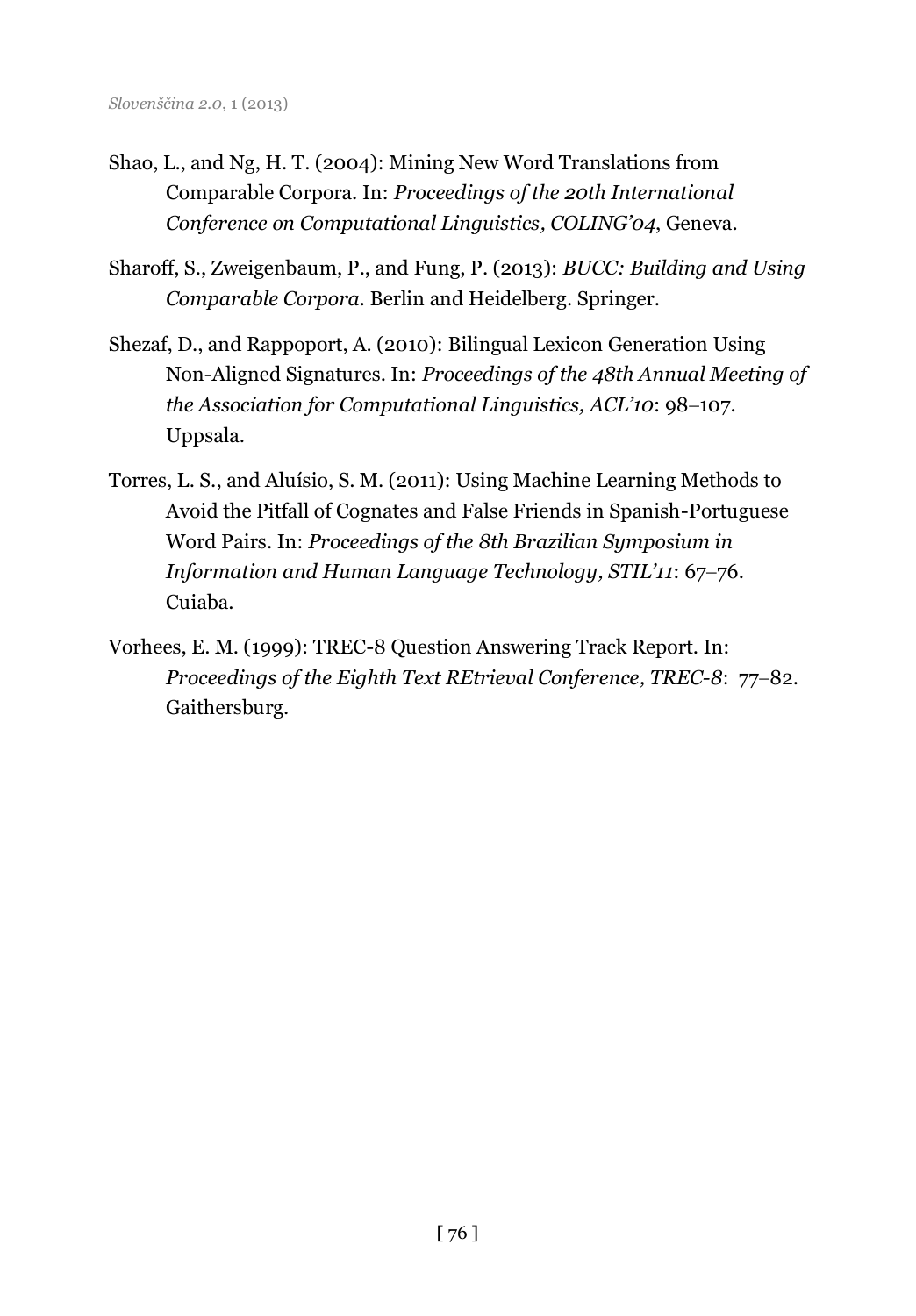Shao, L., and Ng, H. T. (2004): Mining New Word Translations from Comparable Corpora. In: *Proceedings of the 20th International Conference on Computational Linguistics, COLING'04*, Geneva.

Sharoff, S., Zweigenbaum, P., and Fung, P. (2013): *BUCC: Building and Using Comparable Corpora*. Berlin and Heidelberg. Springer.

Shezaf, D., and Rappoport, A. (2010): Bilingual Lexicon Generation Using Non-Aligned Signatures. In: *Proceedings of the 48th Annual Meeting of the Association for Computational Linguistics, ACL'10*: 98–107. Uppsala.

Torres, L. S., and Aluísio, S. M. (2011): Using Machine Learning Methods to Avoid the Pitfall of Cognates and False Friends in Spanish-Portuguese Word Pairs. In: *Proceedings of the 8th Brazilian Symposium in Information and Human Language Technology, STIL'11*: 67–76. Cuiaba.

Vorhees, E. M. (1999): TREC-8 Question Answering Track Report. In: *Proceedings of the Eighth Text REtrieval Conference, TREC-8*: 77–82. Gaithersburg.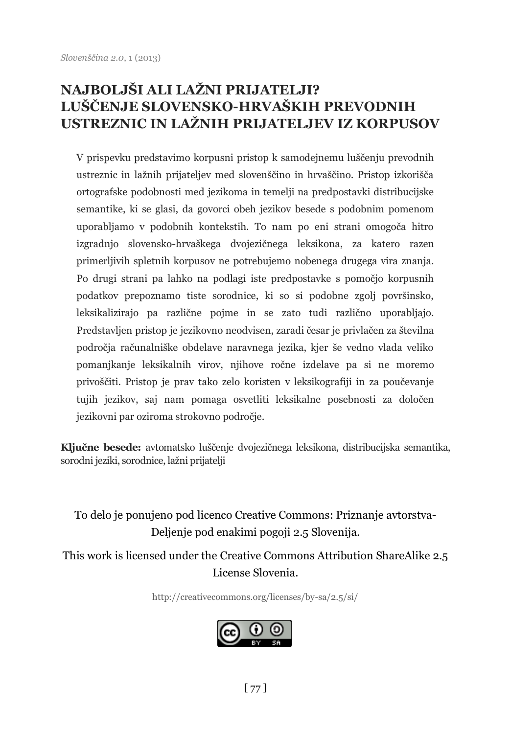# NAJBOLJŠI ALI LAŽNI PRIJATELJI? LUŠČENJE SLOVENSKO-HRVAŠKIH PREVODNIH USTREZNIC IN LAŽNIH PRIJATELJEV IZ KORPUSOV

V prispevku predstavimo korpusni pristop k samodejnemu luščenju prevodnih ustreznic in lažnih prijateljev med slovenščino in hrvaščino. Pristop izkorišča ortografske podobnosti med jezikoma in temelji na predpostavki distribucijske semantike, ki se glasi, da govorci obeh jezikov besede s podobnim pomenom uporabljamo v podobnih kontekstih. To nam po eni strani omogoča hitro izgradnjo slovensko-hrvaškega dvojezičnega leksikona, za katero razen primerljivih spletnih korpusov ne potrebujemo nobenega drugega vira znanja. Po drugi strani pa lahko na podlagi iste predpostavke s pomočjo korpusnih podatkov prepoznamo tiste sorodnice, ki so si podobne zgolj površinsko, leksikalizirajo pa različne pojme in se zato tudi različno uporabljajo. Predstavljen pristop je jezikovno neodvisen, zaradi česar je privlačen za številna področja računalniške obdelave naravnega jezika, kjer še vedno vlada veliko pomanjkanje leksikalnih virov, njihove ročne izdelave pa si ne moremo privoščiti. Pristop je prav tako zelo koristen v leksikografiji in za poučevanje tujih jezikov, saj nam pomaga osvetliti leksikalne posebnosti za določen jezikovni par oziroma strokovno področje.

**Ključne besede:** avtomatsko luščenje dvojezičnega leksikona, distribucijska semantika, sorodni jeziki, sorodnice, lažni prijatelji

To delo je ponujeno pod licenco Creative Commons: Priznanje avtorstva-Deljenje pod enakimi pogoji 2.5 Slovenija.

This work is licensed under the Creative Commons Attribution ShareAlike 2.5 License Slovenia.

http://creativecommons.org/licenses/by-sa/2.5/si/